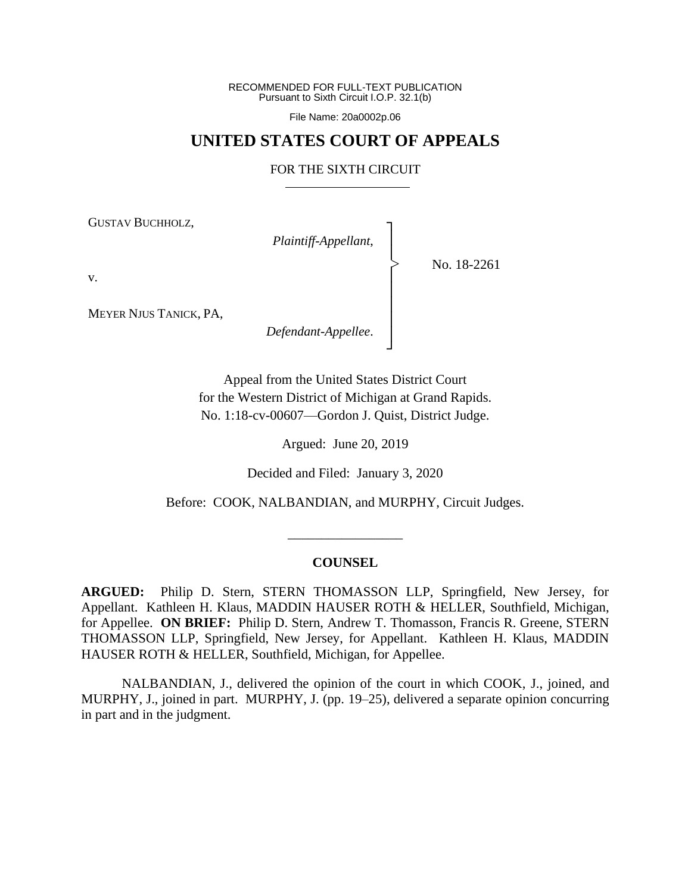RECOMMENDED FOR FULL-TEXT PUBLICATION
Pursuant to Sixth Circuit I.O.P. 32.1(b)

File Name: 20a0002p.06

# UNITED STATES COURT OF APPEALS

## FOR THE SIXTH CIRCUIT

GUSTAV BUCHHOLZ,

*Plaintiff-Appellant*,

v.

MEYER NJUS TANICK, PA,

*Defendant-Appellee*.

No. 18-2261

Appeal from the United States District Court
for the Western District of Michigan at Grand Rapids.
No. 1:18-cv-00607—Gordon J. Quist, District Judge.

Argued: June 20, 2019

Decided and Filed: January 3, 2020

Before: COOK, NALBANDIAN, and MURPHY, Circuit Judges.

---

**COUNSEL**

**ARGUED:** Philip D. Stern, STERN THOMASSON LLP, Springfield, New Jersey, for Appellant. Kathleen H. Klaus, MADDIN HAUSER ROTH & HELLER, Southfield, Michigan, for Appellee. **ON BRIEF:** Philip D. Stern, Andrew T. Thomasson, Francis R. Greene, STERN THOMASSON LLP, Springfield, New Jersey, for Appellant. Kathleen H. Klaus, MADDIN HAUSER ROTH & HELLER, Southfield, Michigan, for Appellee.

NALBANDIAN, J., delivered the opinion of the court in which COOK, J., joined, and MURPHY, J., joined in part. MURPHY, J. (pp. 19–25), delivered a separate opinion concurring in part and in the judgment.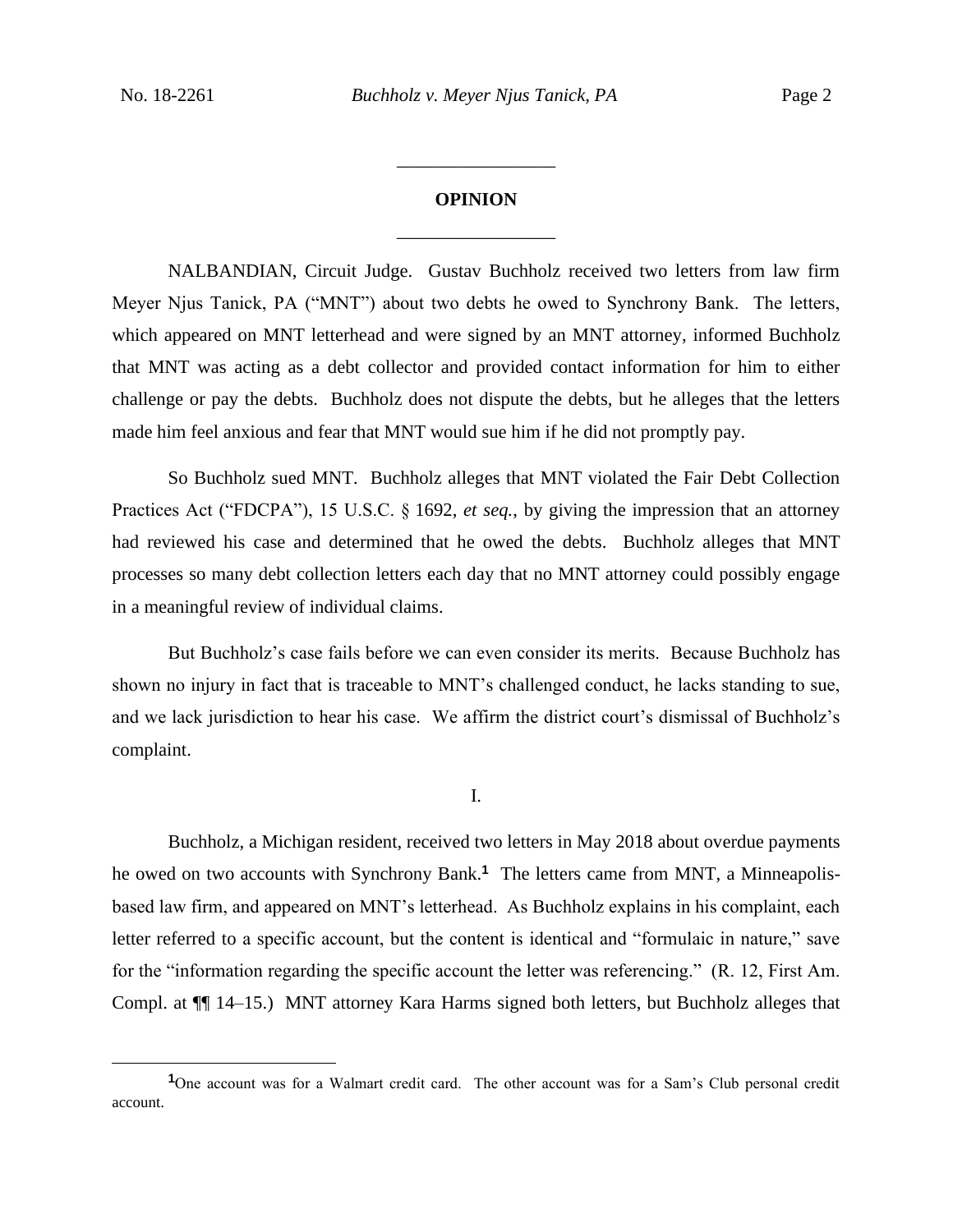# OPINION

NALBANDIAN, Circuit Judge. Gustav Buchholz received two letters from law firm Meyer Njus Tanick, PA ("MNT") about two debts he owed to Synchrony Bank. The letters, which appeared on MNT letterhead and were signed by an MNT attorney, informed Buchholz that MNT was acting as a debt collector and provided contact information for him to either challenge or pay the debts. Buchholz does not dispute the debts, but he alleges that the letters made him feel anxious and fear that MNT would sue him if he did not promptly pay.

So Buchholz sued MNT. Buchholz alleges that MNT violated the Fair Debt Collection Practices Act ("FDCPA"), 15 U.S.C. § 1692, *et seq.*, by giving the impression that an attorney had reviewed his case and determined that he owed the debts. Buchholz alleges that MNT processes so many debt collection letters each day that no MNT attorney could possibly engage in a meaningful review of individual claims.

But Buchholz's case fails before we can even consider its merits. Because Buchholz has shown no injury in fact that is traceable to MNT's challenged conduct, he lacks standing to sue, and we lack jurisdiction to hear his case. We affirm the district court's dismissal of Buchholz's complaint.

## I.

Buchholz, a Michigan resident, received two letters in May 2018 about overdue payments he owed on two accounts with Synchrony Bank.[1] The letters came from MNT, a Minneapolis-based law firm, and appeared on MNT's letterhead. As Buchholz explains in his complaint, each letter referred to a specific account, but the content is identical and "formulaic in nature," save for the "information regarding the specific account the letter was referencing." (R. 12, First Am. Compl. at ¶¶ 14–15.) MNT attorney Kara Harms signed both letters, but Buchholz alleges that

[1] One account was for a Walmart credit card. The other account was for a Sam's Club personal credit account.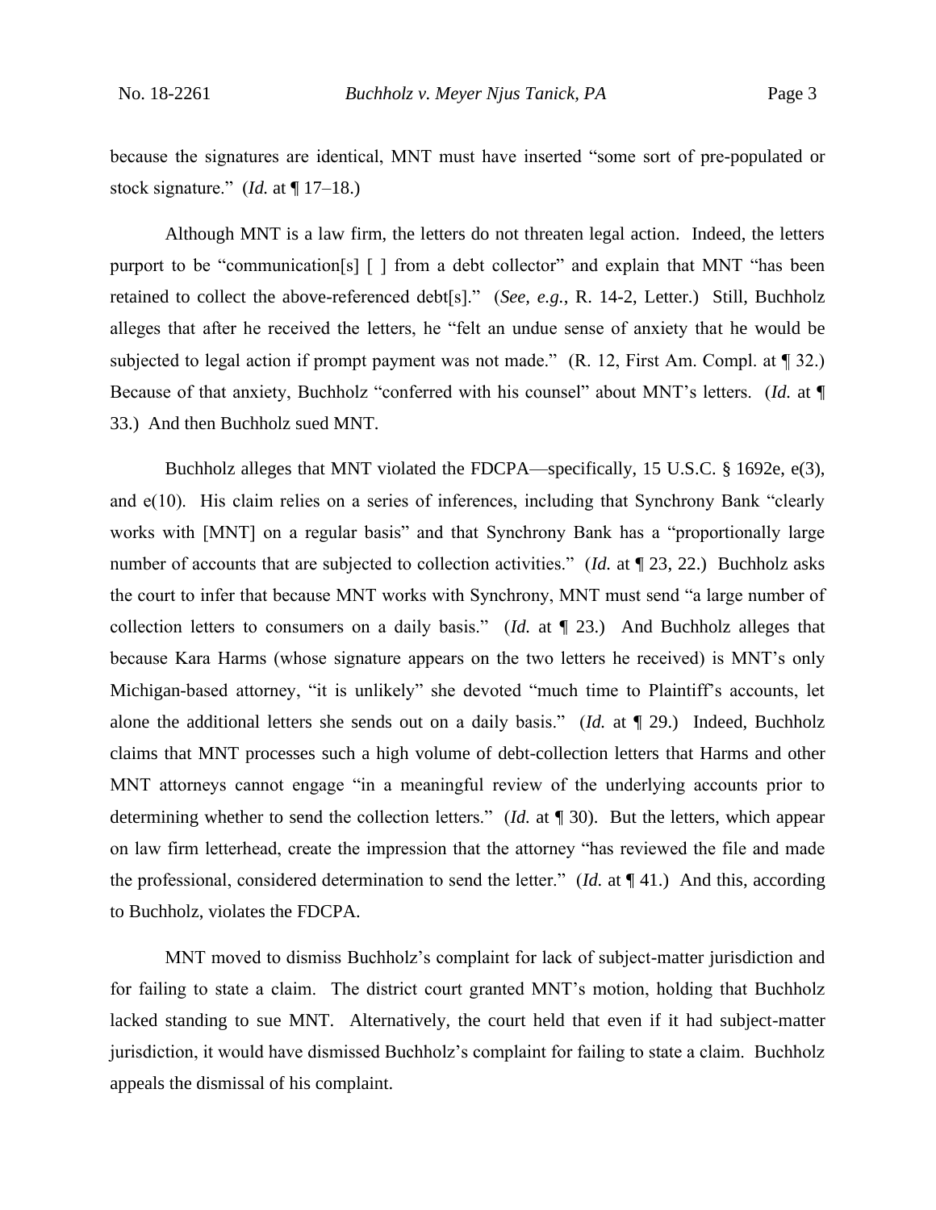because the signatures are identical, MNT must have inserted "some sort of pre-populated or stock signature." (*Id.* at ¶ 17–18.)

Although MNT is a law firm, the letters do not threaten legal action. Indeed, the letters purport to be "communication[s] [ ] from a debt collector" and explain that MNT "has been retained to collect the above-referenced debt[s]." (*See, e.g.*, R. 14-2, Letter.) Still, Buchholz alleges that after he received the letters, he "felt an undue sense of anxiety that he would be subjected to legal action if prompt payment was not made." (R. 12, First Am. Compl. at ¶ 32.) Because of that anxiety, Buchholz "conferred with his counsel" about MNT's letters. (*Id.* at ¶ 33.) And then Buchholz sued MNT.

Buchholz alleges that MNT violated the FDCPA—specifically, 15 U.S.C. § 1692e, e(3), and e(10). His claim relies on a series of inferences, including that Synchrony Bank "clearly works with [MNT] on a regular basis" and that Synchrony Bank has a "proportionally large number of accounts that are subjected to collection activities." (*Id.* at ¶ 23, 22.) Buchholz asks the court to infer that because MNT works with Synchrony, MNT must send "a large number of collection letters to consumers on a daily basis." (*Id.* at ¶ 23.) And Buchholz alleges that because Kara Harms (whose signature appears on the two letters he received) is MNT's only Michigan-based attorney, "it is unlikely" she devoted "much time to Plaintiff's accounts, let alone the additional letters she sends out on a daily basis." (*Id.* at ¶ 29.) Indeed, Buchholz claims that MNT processes such a high volume of debt-collection letters that Harms and other MNT attorneys cannot engage "in a meaningful review of the underlying accounts prior to determining whether to send the collection letters." (*Id.* at ¶ 30). But the letters, which appear on law firm letterhead, create the impression that the attorney "has reviewed the file and made the professional, considered determination to send the letter." (*Id.* at ¶ 41.) And this, according to Buchholz, violates the FDCPA.

MNT moved to dismiss Buchholz's complaint for lack of subject-matter jurisdiction and for failing to state a claim. The district court granted MNT's motion, holding that Buchholz lacked standing to sue MNT. Alternatively, the court held that even if it had subject-matter jurisdiction, it would have dismissed Buchholz's complaint for failing to state a claim. Buchholz appeals the dismissal of his complaint.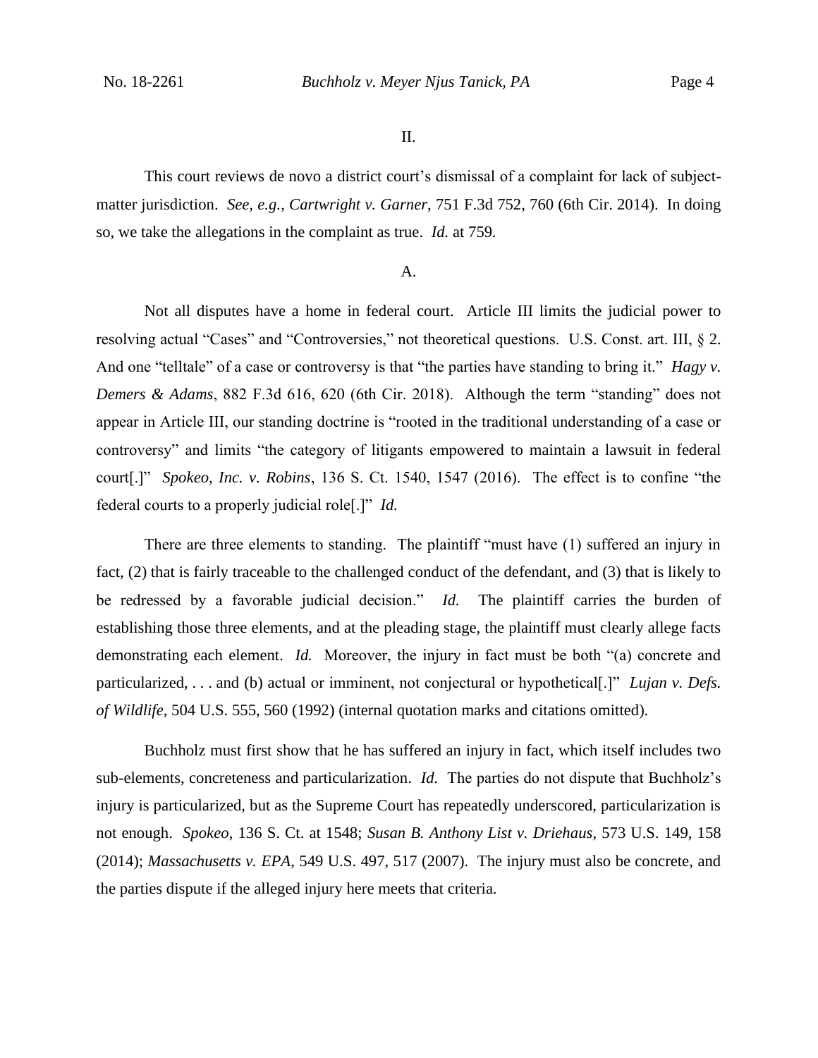## II.

This court reviews de novo a district court's dismissal of a complaint for lack of subject-matter jurisdiction. *See, e.g.*, *Cartwright v. Garner*, 751 F.3d 752, 760 (6th Cir. 2014). In doing so, we take the allegations in the complaint as true. *Id.* at 759.

### A.

Not all disputes have a home in federal court. Article III limits the judicial power to resolving actual "Cases" and "Controversies," not theoretical questions. U.S. Const. art. III, § 2. And one "telltale" of a case or controversy is that "the parties have standing to bring it." *Hagy v. Demers & Adams*, 882 F.3d 616, 620 (6th Cir. 2018). Although the term "standing" does not appear in Article III, our standing doctrine is "rooted in the traditional understanding of a case or controversy" and limits "the category of litigants empowered to maintain a lawsuit in federal court[.]" *Spokeo, Inc. v. Robins*, 136 S. Ct. 1540, 1547 (2016). The effect is to confine "the federal courts to a properly judicial role[.]" *Id.*

There are three elements to standing. The plaintiff "must have (1) suffered an injury in fact, (2) that is fairly traceable to the challenged conduct of the defendant, and (3) that is likely to be redressed by a favorable judicial decision." *Id.* The plaintiff carries the burden of establishing those three elements, and at the pleading stage, the plaintiff must clearly allege facts demonstrating each element. *Id.* Moreover, the injury in fact must be both "(a) concrete and particularized, . . . and (b) actual or imminent, not conjectural or hypothetical[.]" *Lujan v. Defs. of Wildlife*, 504 U.S. 555, 560 (1992) (internal quotation marks and citations omitted).

Buchholz must first show that he has suffered an injury in fact, which itself includes two sub-elements, concreteness and particularization. *Id.* The parties do not dispute that Buchholz's injury is particularized, but as the Supreme Court has repeatedly underscored, particularization is not enough. *Spokeo*, 136 S. Ct. at 1548; *Susan B. Anthony List v. Driehaus*, 573 U.S. 149, 158 (2014); *Massachusetts v. EPA*, 549 U.S. 497, 517 (2007). The injury must also be concrete, and the parties dispute if the alleged injury here meets that criteria.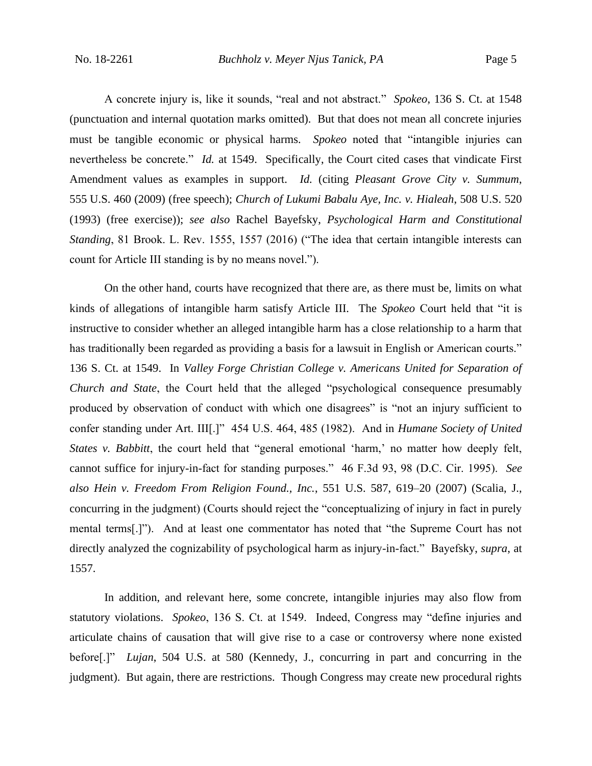A concrete injury is, like it sounds, "real and not abstract." *Spokeo*, 136 S. Ct. at 1548 (punctuation and internal quotation marks omitted). But that does not mean all concrete injuries must be tangible economic or physical harms. *Spokeo* noted that "intangible injuries can nevertheless be concrete." *Id.* at 1549. Specifically, the Court cited cases that vindicate First Amendment values as examples in support. *Id.* (citing *Pleasant Grove City v. Summum*, 555 U.S. 460 (2009) (free speech); *Church of Lukumi Babalu Aye, Inc. v. Hialeah*, 508 U.S. 520 (1993) (free exercise)); *see also* Rachel Bayefsky, *Psychological Harm and Constitutional Standing*, 81 Brook. L. Rev. 1555, 1557 (2016) ("The idea that certain intangible interests can count for Article III standing is by no means novel.").

On the other hand, courts have recognized that there are, as there must be, limits on what kinds of allegations of intangible harm satisfy Article III. The *Spokeo* Court held that "it is instructive to consider whether an alleged intangible harm has a close relationship to a harm that has traditionally been regarded as providing a basis for a lawsuit in English or American courts." 136 S. Ct. at 1549. In *Valley Forge Christian College v. Americans United for Separation of Church and State*, the Court held that the alleged "psychological consequence presumably produced by observation of conduct with which one disagrees" is "not an injury sufficient to confer standing under Art. III[.]" 454 U.S. 464, 485 (1982). And in *Humane Society of United States v. Babbitt*, the court held that "general emotional 'harm,' no matter how deeply felt, cannot suffice for injury-in-fact for standing purposes." 46 F.3d 93, 98 (D.C. Cir. 1995). *See also Hein v. Freedom From Religion Found., Inc.*, 551 U.S. 587, 619–20 (2007) (Scalia, J., concurring in the judgment) (Courts should reject the "conceptualizing of injury in fact in purely mental terms[.]"). And at least one commentator has noted that "the Supreme Court has not directly analyzed the cognizability of psychological harm as injury-in-fact." Bayefsky, *supra*, at 1557.

In addition, and relevant here, some concrete, intangible injuries may also flow from statutory violations. *Spokeo*, 136 S. Ct. at 1549. Indeed, Congress may "define injuries and articulate chains of causation that will give rise to a case or controversy where none existed before[.]" *Lujan*, 504 U.S. at 580 (Kennedy, J., concurring in part and concurring in the judgment). But again, there are restrictions. Though Congress may create new procedural rights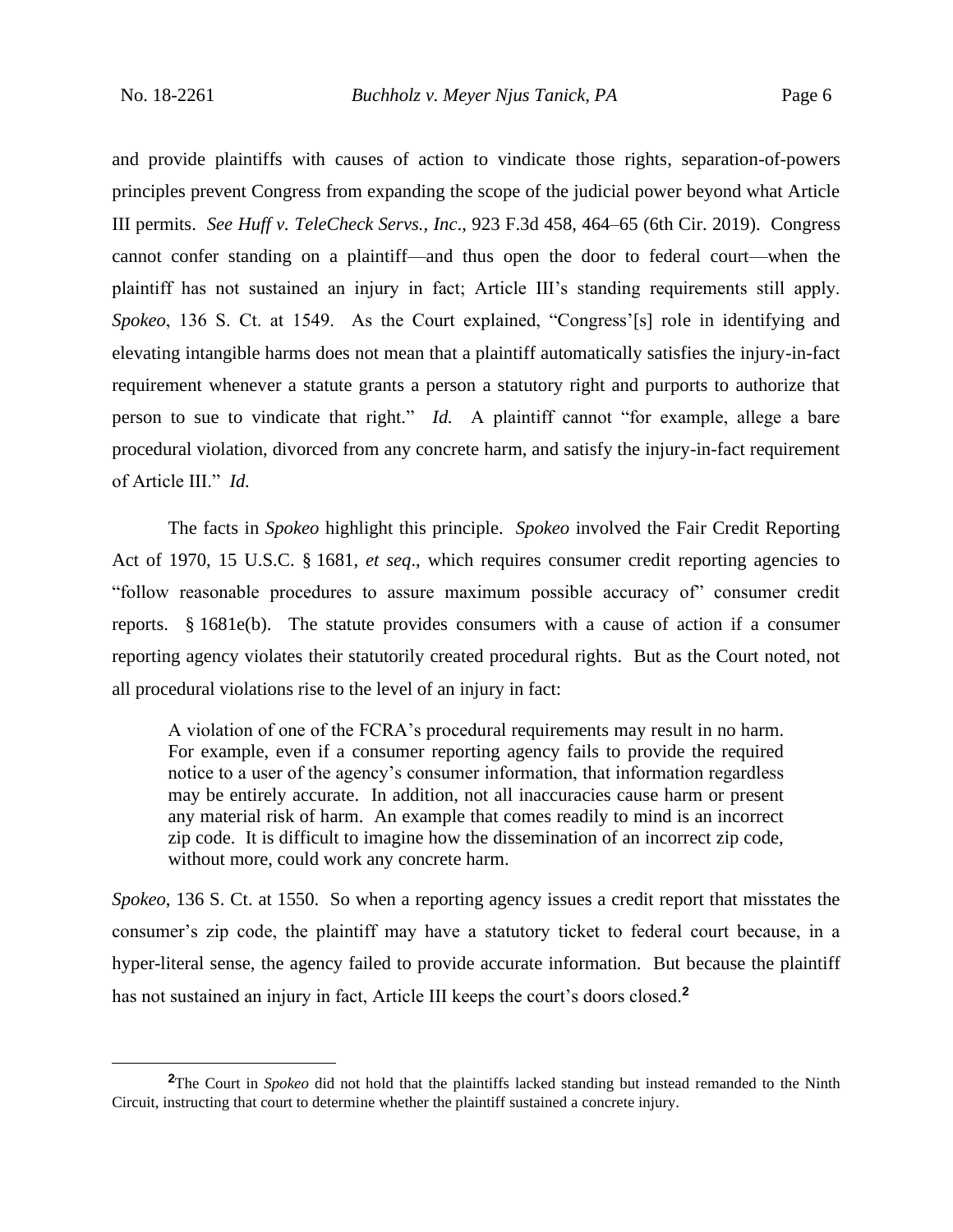and provide plaintiffs with causes of action to vindicate those rights, separation-of-powers principles prevent Congress from expanding the scope of the judicial power beyond what Article III permits. *See Huff v. TeleCheck Servs., Inc*., 923 F.3d 458, 464–65 (6th Cir. 2019). Congress cannot confer standing on a plaintiff—and thus open the door to federal court—when the plaintiff has not sustained an injury in fact; Article III's standing requirements still apply. *Spokeo*, 136 S. Ct. at 1549. As the Court explained, "Congress'[s] role in identifying and elevating intangible harms does not mean that a plaintiff automatically satisfies the injury-in-fact requirement whenever a statute grants a person a statutory right and purports to authorize that person to sue to vindicate that right." *Id.* A plaintiff cannot "for example, allege a bare procedural violation, divorced from any concrete harm, and satisfy the injury-in-fact requirement of Article III." *Id.*

The facts in *Spokeo* highlight this principle. *Spokeo* involved the Fair Credit Reporting Act of 1970, 15 U.S.C. § 1681, *et seq*., which requires consumer credit reporting agencies to "follow reasonable procedures to assure maximum possible accuracy of" consumer credit reports. § 1681e(b). The statute provides consumers with a cause of action if a consumer reporting agency violates their statutorily created procedural rights. But as the Court noted, not all procedural violations rise to the level of an injury in fact:

> A violation of one of the FCRA's procedural requirements may result in no harm. For example, even if a consumer reporting agency fails to provide the required notice to a user of the agency's consumer information, that information regardless may be entirely accurate. In addition, not all inaccuracies cause harm or present any material risk of harm. An example that comes readily to mind is an incorrect zip code. It is difficult to imagine how the dissemination of an incorrect zip code, without more, could work any concrete harm.

*Spokeo*, 136 S. Ct. at 1550. So when a reporting agency issues a credit report that misstates the consumer's zip code, the plaintiff may have a statutory ticket to federal court because, in a hyper-literal sense, the agency failed to provide accurate information. But because the plaintiff has not sustained an injury in fact, Article III keeps the court's doors closed.[2]

[2]The Court in *Spokeo* did not hold that the plaintiffs lacked standing but instead remanded to the Ninth Circuit, instructing that court to determine whether the plaintiff sustained a concrete injury.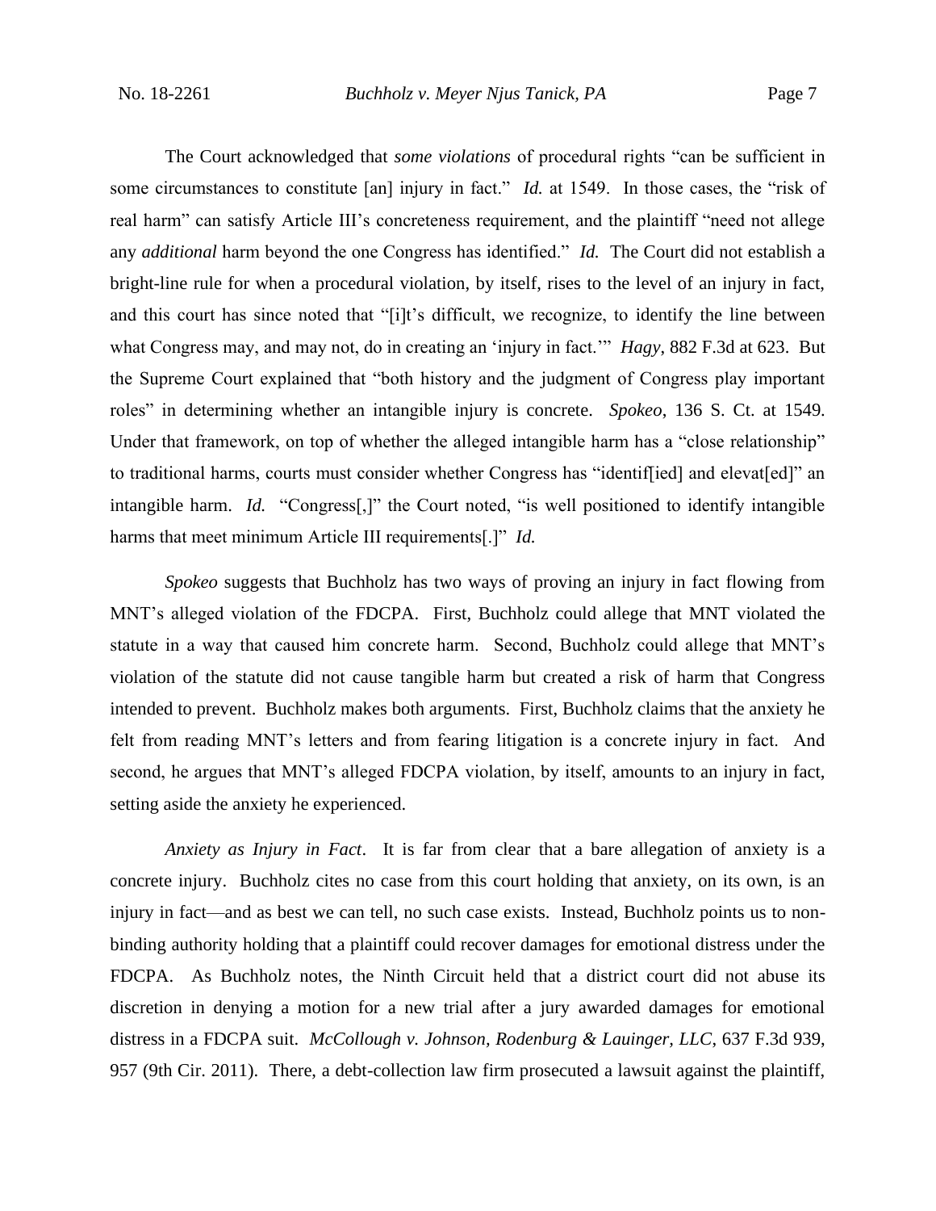The Court acknowledged that *some violations* of procedural rights "can be sufficient in some circumstances to constitute [an] injury in fact." *Id.* at 1549. In those cases, the "risk of real harm" can satisfy Article III's concreteness requirement, and the plaintiff "need not allege any *additional* harm beyond the one Congress has identified." *Id.* The Court did not establish a bright-line rule for when a procedural violation, by itself, rises to the level of an injury in fact, and this court has since noted that "[i]t's difficult, we recognize, to identify the line between what Congress may, and may not, do in creating an 'injury in fact.'" *Hagy*, 882 F.3d at 623. But the Supreme Court explained that "both history and the judgment of Congress play important roles" in determining whether an intangible injury is concrete. *Spokeo*, 136 S. Ct. at 1549. Under that framework, on top of whether the alleged intangible harm has a "close relationship" to traditional harms, courts must consider whether Congress has "identif[ied] and elevat[ed]" an intangible harm. *Id.* "Congress[,]" the Court noted, "is well positioned to identify intangible harms that meet minimum Article III requirements[.]" *Id.*

*Spokeo* suggests that Buchholz has two ways of proving an injury in fact flowing from MNT's alleged violation of the FDCPA. First, Buchholz could allege that MNT violated the statute in a way that caused him concrete harm. Second, Buchholz could allege that MNT's violation of the statute did not cause tangible harm but created a risk of harm that Congress intended to prevent. Buchholz makes both arguments. First, Buchholz claims that the anxiety he felt from reading MNT's letters and from fearing litigation is a concrete injury in fact. And second, he argues that MNT's alleged FDCPA violation, by itself, amounts to an injury in fact, setting aside the anxiety he experienced.

*Anxiety as Injury in Fact*. It is far from clear that a bare allegation of anxiety is a concrete injury. Buchholz cites no case from this court holding that anxiety, on its own, is an injury in fact—and as best we can tell, no such case exists. Instead, Buchholz points us to non-binding authority holding that a plaintiff could recover damages for emotional distress under the FDCPA. As Buchholz notes, the Ninth Circuit held that a district court did not abuse its discretion in denying a motion for a new trial after a jury awarded damages for emotional distress in a FDCPA suit. *McCollough v. Johnson, Rodenburg & Lauinger, LLC*, 637 F.3d 939, 957 (9th Cir. 2011). There, a debt-collection law firm prosecuted a lawsuit against the plaintiff,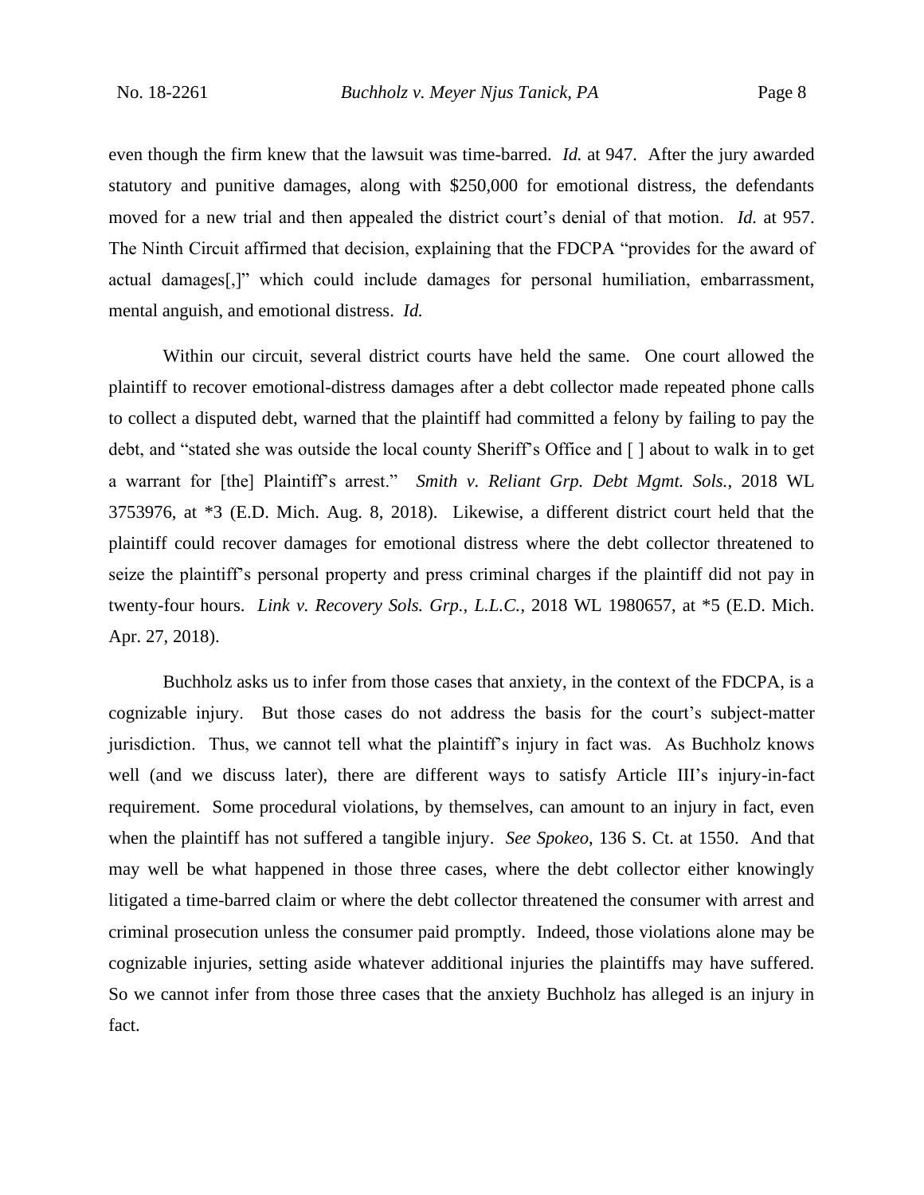even though the firm knew that the lawsuit was time-barred. *Id.* at 947. After the jury awarded statutory and punitive damages, along with $250,000 for emotional distress, the defendants moved for a new trial and then appealed the district court's denial of that motion. *Id.* at 957. The Ninth Circuit affirmed that decision, explaining that the FDCPA "provides for the award of actual damages[,]" which could include damages for personal humiliation, embarrassment, mental anguish, and emotional distress. *Id.*

Within our circuit, several district courts have held the same. One court allowed the plaintiff to recover emotional-distress damages after a debt collector made repeated phone calls to collect a disputed debt, warned that the plaintiff had committed a felony by failing to pay the debt, and "stated she was outside the local county Sheriff's Office and [ ] about to walk in to get a warrant for [the] Plaintiff's arrest." *Smith v. Reliant Grp. Debt Mgmt. Sols.*, 2018 WL 3753976, at *3 (E.D. Mich. Aug. 8, 2018). Likewise, a different district court held that the plaintiff could recover damages for emotional distress where the debt collector threatened to seize the plaintiff's personal property and press criminal charges if the plaintiff did not pay in twenty-four hours. *Link v. Recovery Sols. Grp., L.L.C.*, 2018 WL 1980657, at *5 (E.D. Mich. Apr. 27, 2018).

Buchholz asks us to infer from those cases that anxiety, in the context of the FDCPA, is a cognizable injury. But those cases do not address the basis for the court's subject-matter jurisdiction. Thus, we cannot tell what the plaintiff's injury in fact was. As Buchholz knows well (and we discuss later), there are different ways to satisfy Article III's injury-in-fact requirement. Some procedural violations, by themselves, can amount to an injury in fact, even when the plaintiff has not suffered a tangible injury. *See Spokeo*, 136 S. Ct. at 1550. And that may well be what happened in those three cases, where the debt collector either knowingly litigated a time-barred claim or where the debt collector threatened the consumer with arrest and criminal prosecution unless the consumer paid promptly. Indeed, those violations alone may be cognizable injuries, setting aside whatever additional injuries the plaintiffs may have suffered. So we cannot infer from those three cases that the anxiety Buchholz has alleged is an injury in fact.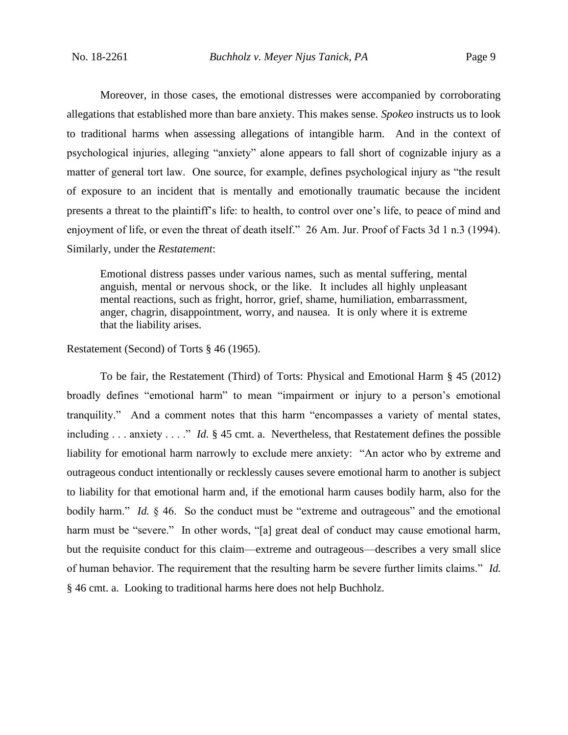Moreover, in those cases, the emotional distresses were accompanied by corroborating allegations that established more than bare anxiety. This makes sense. *Spokeo* instructs us to look to traditional harms when assessing allegations of intangible harm. And in the context of psychological injuries, alleging "anxiety" alone appears to fall short of cognizable injury as a matter of general tort law. One source, for example, defines psychological injury as "the result of exposure to an incident that is mentally and emotionally traumatic because the incident presents a threat to the plaintiff's life: to health, to control over one's life, to peace of mind and enjoyment of life, or even the threat of death itself." 26 Am. Jur. Proof of Facts 3d 1 n.3 (1994). Similarly, under the *Restatement*:

> Emotional distress passes under various names, such as mental suffering, mental anguish, mental or nervous shock, or the like. It includes all highly unpleasant mental reactions, such as fright, horror, grief, shame, humiliation, embarrassment, anger, chagrin, disappointment, worry, and nausea. It is only where it is extreme that the liability arises.

Restatement (Second) of Torts § 46 (1965).

To be fair, the Restatement (Third) of Torts: Physical and Emotional Harm § 45 (2012) broadly defines "emotional harm" to mean "impairment or injury to a person's emotional tranquility." And a comment notes that this harm "encompasses a variety of mental states, including . . . anxiety . . . ." *Id.* § 45 cmt. a. Nevertheless, that Restatement defines the possible liability for emotional harm narrowly to exclude mere anxiety: "An actor who by extreme and outrageous conduct intentionally or recklessly causes severe emotional harm to another is subject to liability for that emotional harm and, if the emotional harm causes bodily harm, also for the bodily harm." *Id.* § 46. So the conduct must be "extreme and outrageous" and the emotional harm must be "severe." In other words, "[a] great deal of conduct may cause emotional harm, but the requisite conduct for this claim—extreme and outrageous—describes a very small slice of human behavior. The requirement that the resulting harm be severe further limits claims." *Id.* § 46 cmt. a. Looking to traditional harms here does not help Buchholz.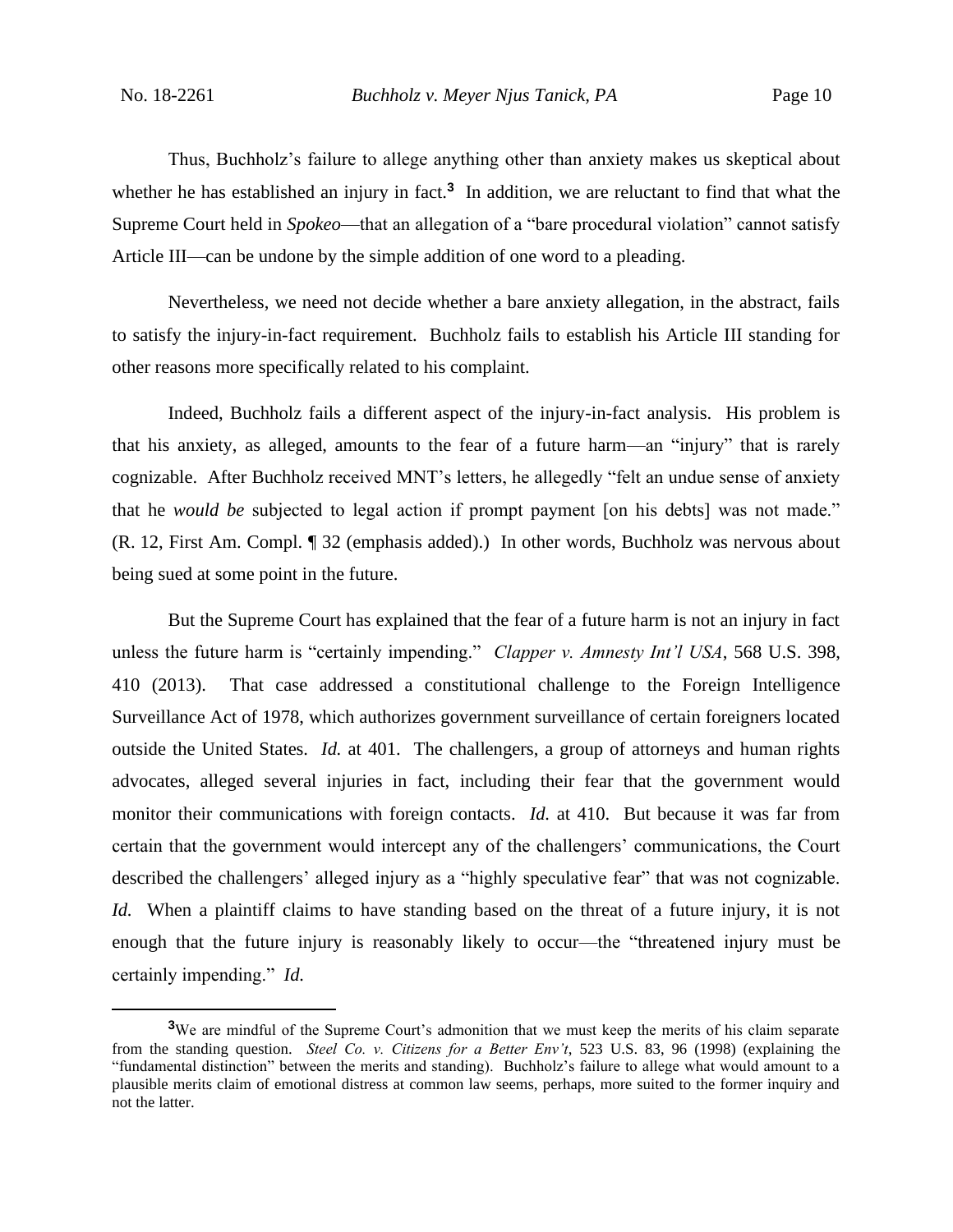Thus, Buchholz's failure to allege anything other than anxiety makes us skeptical about whether he has established an injury in fact.[3] In addition, we are reluctant to find that what the Supreme Court held in *Spokeo*—that an allegation of a "bare procedural violation" cannot satisfy Article III—can be undone by the simple addition of one word to a pleading.

Nevertheless, we need not decide whether a bare anxiety allegation, in the abstract, fails to satisfy the injury-in-fact requirement. Buchholz fails to establish his Article III standing for other reasons more specifically related to his complaint.

Indeed, Buchholz fails a different aspect of the injury-in-fact analysis. His problem is that his anxiety, as alleged, amounts to the fear of a future harm—an "injury" that is rarely cognizable. After Buchholz received MNT's letters, he allegedly "felt an undue sense of anxiety that he *would be* subjected to legal action if prompt payment [on his debts] was not made." (R. 12, First Am. Compl. ¶ 32 (emphasis added).) In other words, Buchholz was nervous about being sued at some point in the future.

But the Supreme Court has explained that the fear of a future harm is not an injury in fact unless the future harm is "certainly impending." *Clapper v. Amnesty Int'l USA*, 568 U.S. 398, 410 (2013). That case addressed a constitutional challenge to the Foreign Intelligence Surveillance Act of 1978, which authorizes government surveillance of certain foreigners located outside the United States. *Id.* at 401. The challengers, a group of attorneys and human rights advocates, alleged several injuries in fact, including their fear that the government would monitor their communications with foreign contacts. *Id.* at 410. But because it was far from certain that the government would intercept any of the challengers' communications, the Court described the challengers' alleged injury as a "highly speculative fear" that was not cognizable. *Id.* When a plaintiff claims to have standing based on the threat of a future injury, it is not enough that the future injury is reasonably likely to occur—the "threatened injury must be certainly impending." *Id.*

[3] We are mindful of the Supreme Court's admonition that we must keep the merits of his claim separate from the standing question. *Steel Co. v. Citizens for a Better Env't*, 523 U.S. 83, 96 (1998) (explaining the "fundamental distinction" between the merits and standing). Buchholz's failure to allege what would amount to a plausible merits claim of emotional distress at common law seems, perhaps, more suited to the former inquiry and not the latter.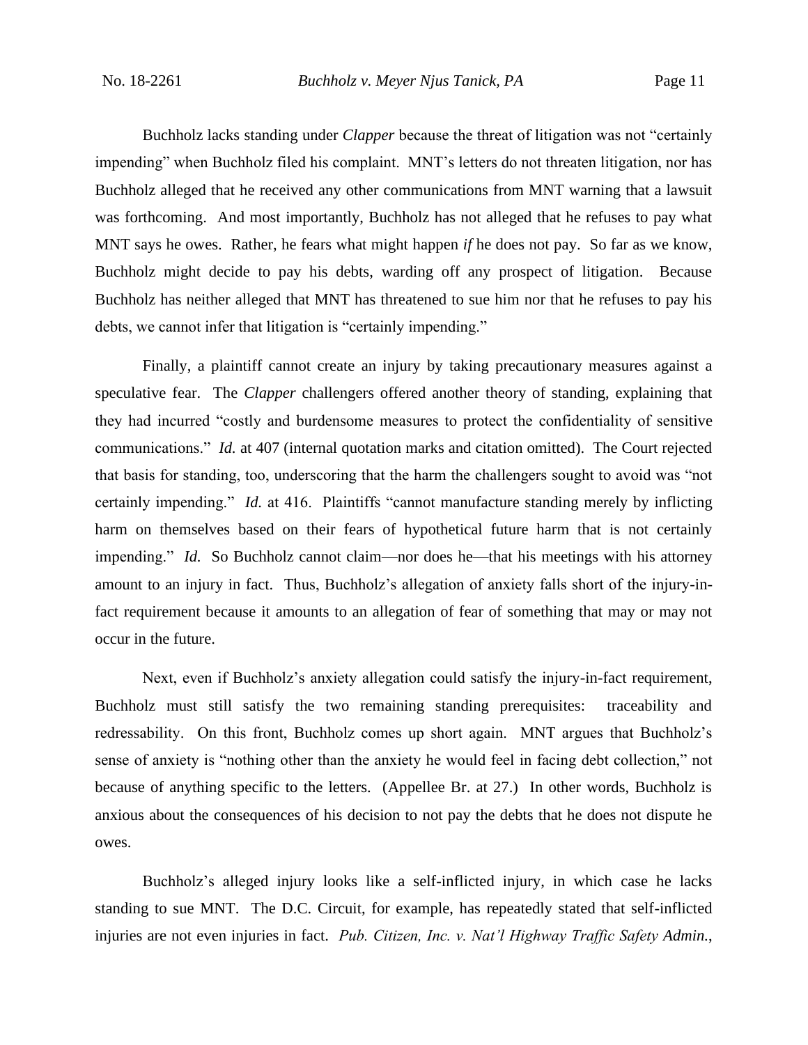Buchholz lacks standing under *Clapper* because the threat of litigation was not "certainly impending" when Buchholz filed his complaint. MNT's letters do not threaten litigation, nor has Buchholz alleged that he received any other communications from MNT warning that a lawsuit was forthcoming. And most importantly, Buchholz has not alleged that he refuses to pay what MNT says he owes. Rather, he fears what might happen *if* he does not pay. So far as we know, Buchholz might decide to pay his debts, warding off any prospect of litigation. Because Buchholz has neither alleged that MNT has threatened to sue him nor that he refuses to pay his debts, we cannot infer that litigation is "certainly impending."

Finally, a plaintiff cannot create an injury by taking precautionary measures against a speculative fear. The *Clapper* challengers offered another theory of standing, explaining that they had incurred "costly and burdensome measures to protect the confidentiality of sensitive communications." *Id.* at 407 (internal quotation marks and citation omitted). The Court rejected that basis for standing, too, underscoring that the harm the challengers sought to avoid was "not certainly impending." *Id.* at 416. Plaintiffs "cannot manufacture standing merely by inflicting harm on themselves based on their fears of hypothetical future harm that is not certainly impending." *Id.* So Buchholz cannot claim—nor does he—that his meetings with his attorney amount to an injury in fact. Thus, Buchholz's allegation of anxiety falls short of the injury-in-fact requirement because it amounts to an allegation of fear of something that may or may not occur in the future.

Next, even if Buchholz's anxiety allegation could satisfy the injury-in-fact requirement, Buchholz must still satisfy the two remaining standing prerequisites: traceability and redressability. On this front, Buchholz comes up short again. MNT argues that Buchholz's sense of anxiety is "nothing other than the anxiety he would feel in facing debt collection," not because of anything specific to the letters. (Appellee Br. at 27.) In other words, Buchholz is anxious about the consequences of his decision to not pay the debts that he does not dispute he owes.

Buchholz's alleged injury looks like a self-inflicted injury, in which case he lacks standing to sue MNT. The D.C. Circuit, for example, has repeatedly stated that self-inflicted injuries are not even injuries in fact. *Pub. Citizen, Inc. v. Nat'l Highway Traffic Safety Admin.*,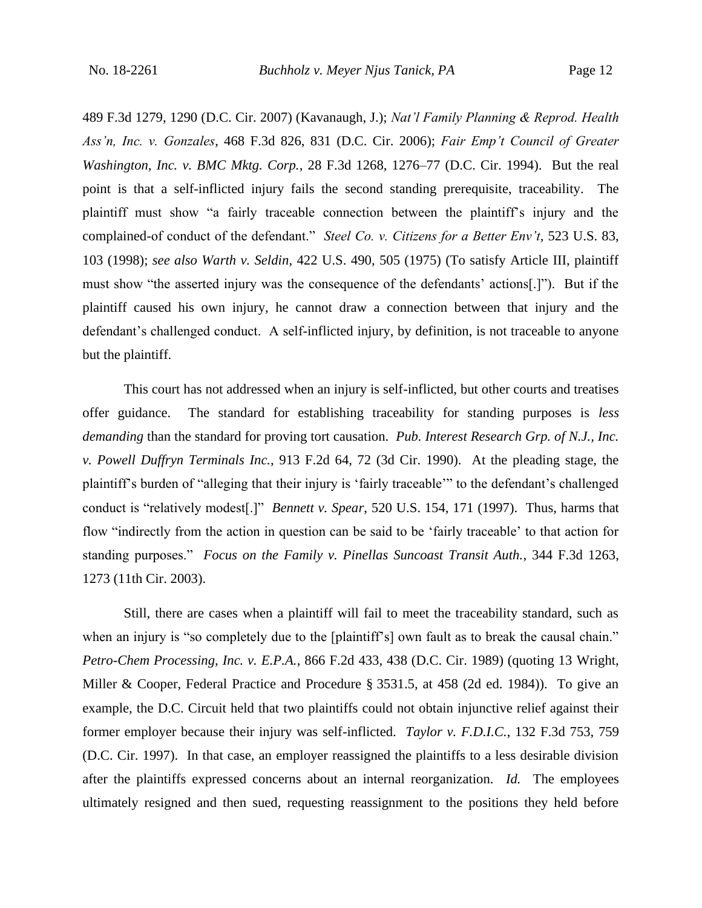489 F.3d 1279, 1290 (D.C. Cir. 2007) (Kavanaugh, J.); *Nat'l Family Planning & Reprod. Health Ass'n, Inc. v. Gonzales*, 468 F.3d 826, 831 (D.C. Cir. 2006); *Fair Emp't Council of Greater Washington, Inc. v. BMC Mktg. Corp.*, 28 F.3d 1268, 1276–77 (D.C. Cir. 1994). But the real point is that a self-inflicted injury fails the second standing prerequisite, traceability. The plaintiff must show "a fairly traceable connection between the plaintiff's injury and the complained-of conduct of the defendant." *Steel Co. v. Citizens for a Better Env't*, 523 U.S. 83, 103 (1998); *see also Warth v. Seldin*, 422 U.S. 490, 505 (1975) (To satisfy Article III, plaintiff must show "the asserted injury was the consequence of the defendants' actions[.]"). But if the plaintiff caused his own injury, he cannot draw a connection between that injury and the defendant's challenged conduct. A self-inflicted injury, by definition, is not traceable to anyone but the plaintiff.

This court has not addressed when an injury is self-inflicted, but other courts and treatises offer guidance. The standard for establishing traceability for standing purposes is *less demanding* than the standard for proving tort causation. *Pub. Interest Research Grp. of N.J., Inc. v. Powell Duffryn Terminals Inc.*, 913 F.2d 64, 72 (3d Cir. 1990). At the pleading stage, the plaintiff's burden of "alleging that their injury is 'fairly traceable'" to the defendant's challenged conduct is "relatively modest[.]" *Bennett v. Spear*, 520 U.S. 154, 171 (1997). Thus, harms that flow "indirectly from the action in question can be said to be 'fairly traceable' to that action for standing purposes." *Focus on the Family v. Pinellas Suncoast Transit Auth.*, 344 F.3d 1263, 1273 (11th Cir. 2003).

Still, there are cases when a plaintiff will fail to meet the traceability standard, such as when an injury is "so completely due to the [plaintiff's] own fault as to break the causal chain." *Petro-Chem Processing, Inc. v. E.P.A.*, 866 F.2d 433, 438 (D.C. Cir. 1989) (quoting 13 Wright, Miller & Cooper, Federal Practice and Procedure § 3531.5, at 458 (2d ed. 1984)). To give an example, the D.C. Circuit held that two plaintiffs could not obtain injunctive relief against their former employer because their injury was self-inflicted. *Taylor v. F.D.I.C.*, 132 F.3d 753, 759 (D.C. Cir. 1997). In that case, an employer reassigned the plaintiffs to a less desirable division after the plaintiffs expressed concerns about an internal reorganization. *Id.* The employees ultimately resigned and then sued, requesting reassignment to the positions they held before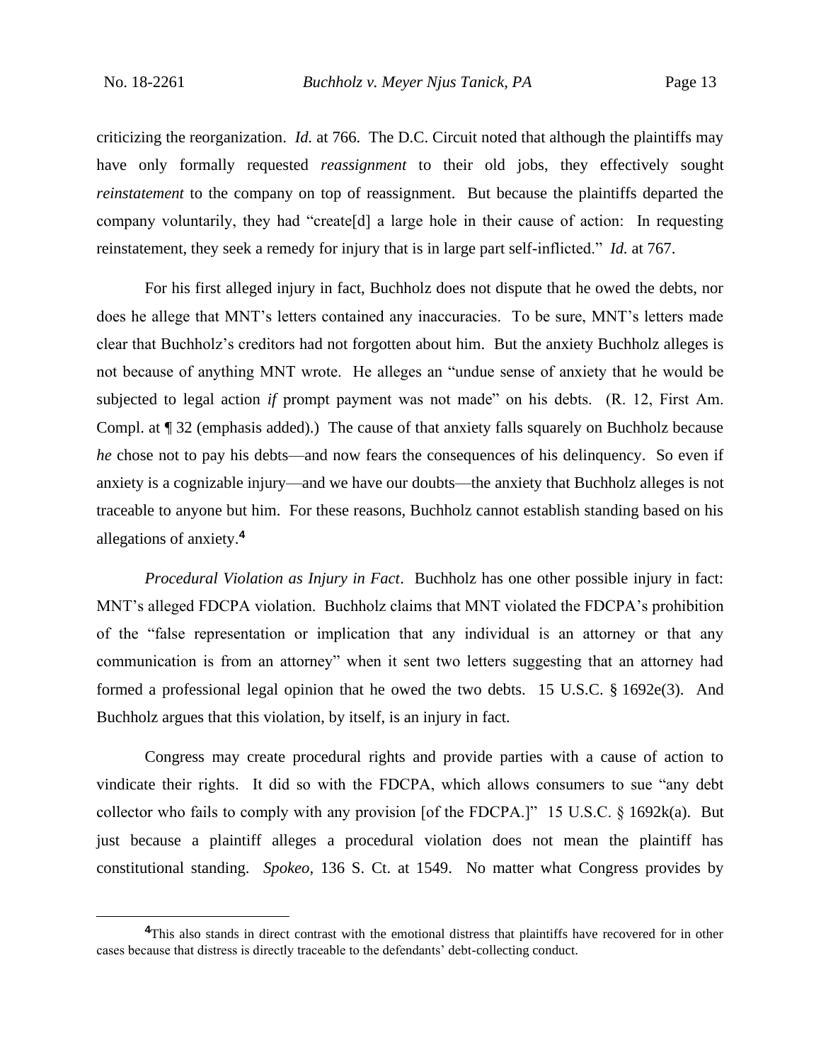criticizing the reorganization. *Id.* at 766. The D.C. Circuit noted that although the plaintiffs may have only formally requested *reassignment* to their old jobs, they effectively sought *reinstatement* to the company on top of reassignment. But because the plaintiffs departed the company voluntarily, they had "create[d] a large hole in their cause of action: In requesting reinstatement, they seek a remedy for injury that is in large part self-inflicted." *Id.* at 767.

For his first alleged injury in fact, Buchholz does not dispute that he owed the debts, nor does he allege that MNT's letters contained any inaccuracies. To be sure, MNT's letters made clear that Buchholz's creditors had not forgotten about him. But the anxiety Buchholz alleges is not because of anything MNT wrote. He alleges an "undue sense of anxiety that he would be subjected to legal action *if* prompt payment was not made" on his debts. (R. 12, First Am. Compl. at ¶ 32 (emphasis added).) The cause of that anxiety falls squarely on Buchholz because *he* chose not to pay his debts—and now fears the consequences of his delinquency. So even if anxiety is a cognizable injury—and we have our doubts—the anxiety that Buchholz alleges is not traceable to anyone but him. For these reasons, Buchholz cannot establish standing based on his allegations of anxiety.[4]

*Procedural Violation as Injury in Fact*. Buchholz has one other possible injury in fact: MNT's alleged FDCPA violation. Buchholz claims that MNT violated the FDCPA's prohibition of the "false representation or implication that any individual is an attorney or that any communication is from an attorney" when it sent two letters suggesting that an attorney had formed a professional legal opinion that he owed the two debts. 15 U.S.C. § 1692e(3). And Buchholz argues that this violation, by itself, is an injury in fact.

Congress may create procedural rights and provide parties with a cause of action to vindicate their rights. It did so with the FDCPA, which allows consumers to sue "any debt collector who fails to comply with any provision [of the FDCPA.]" 15 U.S.C. § 1692k(a). But just because a plaintiff alleges a procedural violation does not mean the plaintiff has constitutional standing. *Spokeo*, 136 S. Ct. at 1549. No matter what Congress provides by

---

[4] This also stands in direct contrast with the emotional distress that plaintiffs have recovered for in other cases because that distress is directly traceable to the defendants' debt-collecting conduct.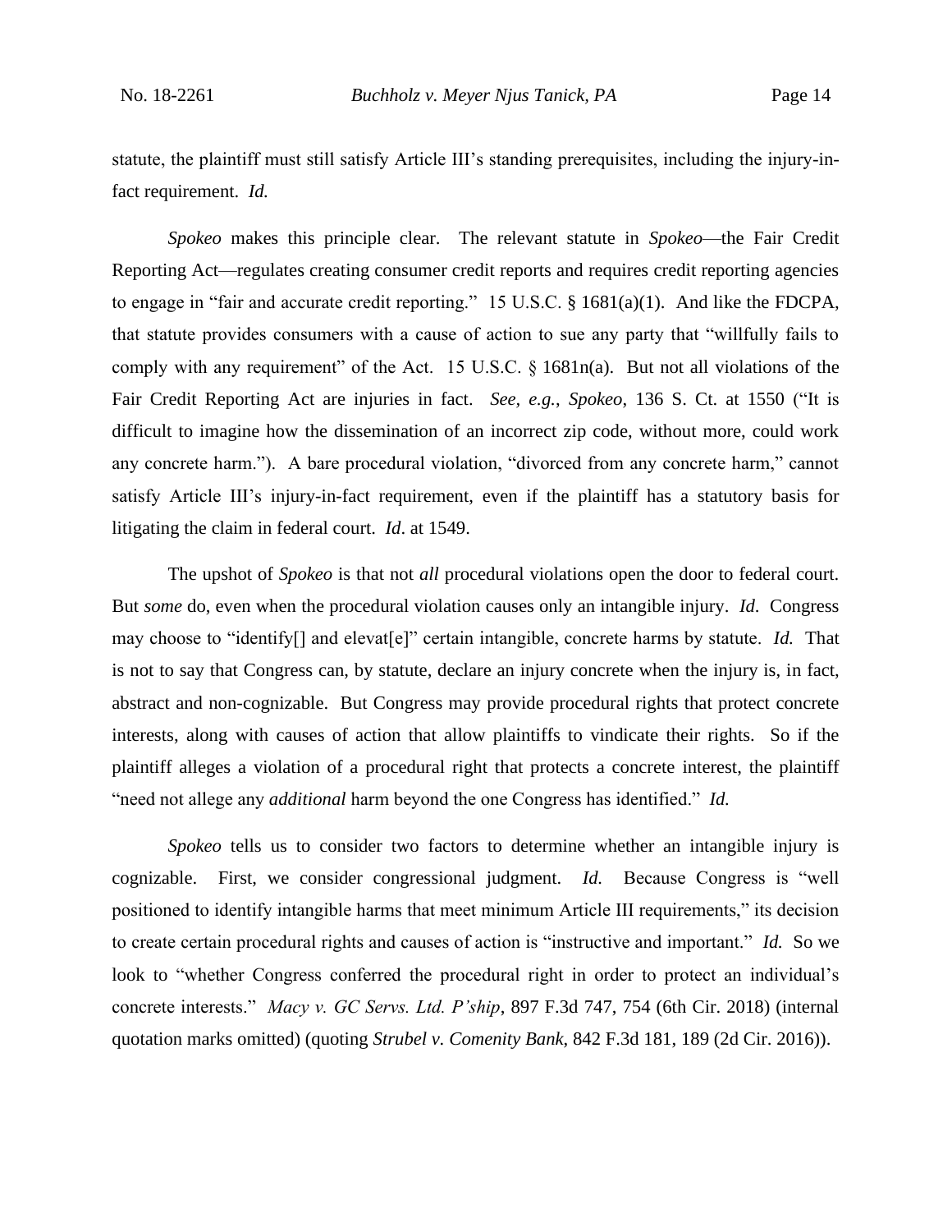statute, the plaintiff must still satisfy Article III's standing prerequisites, including the injury-in-fact requirement. *Id.*

*Spokeo* makes this principle clear. The relevant statute in *Spokeo*—the Fair Credit Reporting Act—regulates creating consumer credit reports and requires credit reporting agencies to engage in "fair and accurate credit reporting." 15 U.S.C. § 1681(a)(1). And like the FDCPA, that statute provides consumers with a cause of action to sue any party that "willfully fails to comply with any requirement" of the Act. 15 U.S.C. § 1681n(a). But not all violations of the Fair Credit Reporting Act are injuries in fact. *See, e.g.*, *Spokeo*, 136 S. Ct. at 1550 ("It is difficult to imagine how the dissemination of an incorrect zip code, without more, could work any concrete harm."). A bare procedural violation, "divorced from any concrete harm," cannot satisfy Article III's injury-in-fact requirement, even if the plaintiff has a statutory basis for litigating the claim in federal court. *Id*. at 1549.

The upshot of *Spokeo* is that not *all* procedural violations open the door to federal court. But *some* do, even when the procedural violation causes only an intangible injury. *Id*. Congress may choose to "identify[] and elevat[e]" certain intangible, concrete harms by statute. *Id.* That is not to say that Congress can, by statute, declare an injury concrete when the injury is, in fact, abstract and non-cognizable. But Congress may provide procedural rights that protect concrete interests, along with causes of action that allow plaintiffs to vindicate their rights. So if the plaintiff alleges a violation of a procedural right that protects a concrete interest, the plaintiff "need not allege any *additional* harm beyond the one Congress has identified." *Id.*

*Spokeo* tells us to consider two factors to determine whether an intangible injury is cognizable. First, we consider congressional judgment. *Id.* Because Congress is "well positioned to identify intangible harms that meet minimum Article III requirements," its decision to create certain procedural rights and causes of action is "instructive and important." *Id.* So we look to "whether Congress conferred the procedural right in order to protect an individual's concrete interests." *Macy v. GC Servs. Ltd. P'ship*, 897 F.3d 747, 754 (6th Cir. 2018) (internal quotation marks omitted) (quoting *Strubel v. Comenity Bank*, 842 F.3d 181, 189 (2d Cir. 2016)).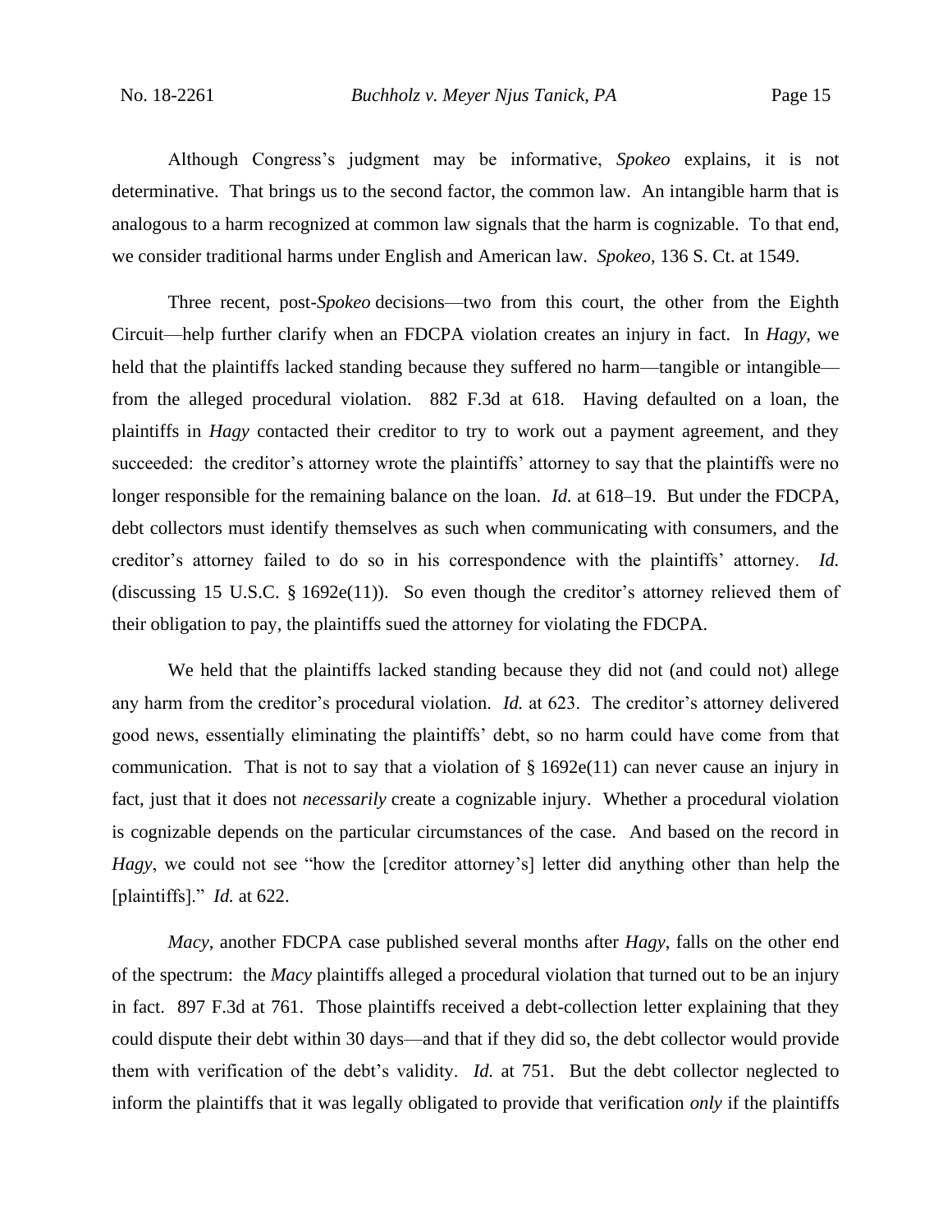Although Congress's judgment may be informative, *Spokeo* explains, it is not determinative. That brings us to the second factor, the common law. An intangible harm that is analogous to a harm recognized at common law signals that the harm is cognizable. To that end, we consider traditional harms under English and American law. *Spokeo*, 136 S. Ct. at 1549.

Three recent, post-*Spokeo* decisions—two from this court, the other from the Eighth Circuit—help further clarify when an FDCPA violation creates an injury in fact. In *Hagy*, we held that the plaintiffs lacked standing because they suffered no harm—tangible or intangible—from the alleged procedural violation. 882 F.3d at 618. Having defaulted on a loan, the plaintiffs in *Hagy* contacted their creditor to try to work out a payment agreement, and they succeeded: the creditor's attorney wrote the plaintiffs' attorney to say that the plaintiffs were no longer responsible for the remaining balance on the loan. *Id.* at 618–19. But under the FDCPA, debt collectors must identify themselves as such when communicating with consumers, and the creditor's attorney failed to do so in his correspondence with the plaintiffs' attorney. *Id.* (discussing 15 U.S.C. § 1692e(11)). So even though the creditor's attorney relieved them of their obligation to pay, the plaintiffs sued the attorney for violating the FDCPA.

We held that the plaintiffs lacked standing because they did not (and could not) allege any harm from the creditor's procedural violation. *Id.* at 623. The creditor's attorney delivered good news, essentially eliminating the plaintiffs' debt, so no harm could have come from that communication. That is not to say that a violation of § 1692e(11) can never cause an injury in fact, just that it does not *necessarily* create a cognizable injury. Whether a procedural violation is cognizable depends on the particular circumstances of the case. And based on the record in *Hagy*, we could not see "how the [creditor attorney's] letter did anything other than help the [plaintiffs]." *Id.* at 622.

*Macy*, another FDCPA case published several months after *Hagy*, falls on the other end of the spectrum: the *Macy* plaintiffs alleged a procedural violation that turned out to be an injury in fact. 897 F.3d at 761. Those plaintiffs received a debt-collection letter explaining that they could dispute their debt within 30 days—and that if they did so, the debt collector would provide them with verification of the debt's validity. *Id.* at 751. But the debt collector neglected to inform the plaintiffs that it was legally obligated to provide that verification *only* if the plaintiffs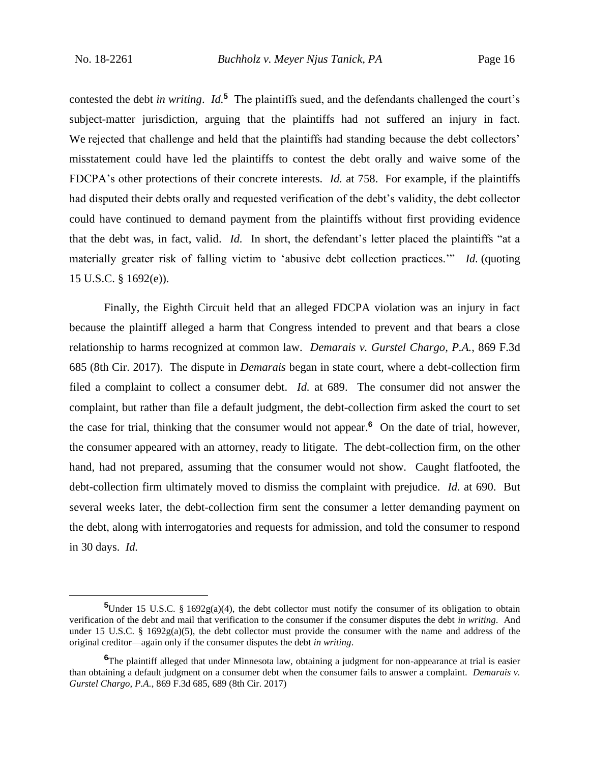contested the debt *in writing*. *Id.*[5] The plaintiffs sued, and the defendants challenged the court's subject-matter jurisdiction, arguing that the plaintiffs had not suffered an injury in fact. We rejected that challenge and held that the plaintiffs had standing because the debt collectors' misstatement could have led the plaintiffs to contest the debt orally and waive some of the FDCPA's other protections of their concrete interests. *Id.* at 758. For example, if the plaintiffs had disputed their debts orally and requested verification of the debt's validity, the debt collector could have continued to demand payment from the plaintiffs without first providing evidence that the debt was, in fact, valid. *Id.* In short, the defendant's letter placed the plaintiffs "at a materially greater risk of falling victim to 'abusive debt collection practices.'" *Id.* (quoting 15 U.S.C. § 1692(e)).

Finally, the Eighth Circuit held that an alleged FDCPA violation was an injury in fact because the plaintiff alleged a harm that Congress intended to prevent and that bears a close relationship to harms recognized at common law. *Demarais v. Gurstel Chargo, P.A.*, 869 F.3d 685 (8th Cir. 2017). The dispute in *Demarais* began in state court, where a debt-collection firm filed a complaint to collect a consumer debt. *Id.* at 689. The consumer did not answer the complaint, but rather than file a default judgment, the debt-collection firm asked the court to set the case for trial, thinking that the consumer would not appear.[6] On the date of trial, however, the consumer appeared with an attorney, ready to litigate. The debt-collection firm, on the other hand, had not prepared, assuming that the consumer would not show. Caught flatfooted, the debt-collection firm ultimately moved to dismiss the complaint with prejudice. *Id.* at 690. But several weeks later, the debt-collection firm sent the consumer a letter demanding payment on the debt, along with interrogatories and requests for admission, and told the consumer to respond in 30 days. *Id.*

---

[5]Under 15 U.S.C. § 1692g(a)(4), the debt collector must notify the consumer of its obligation to obtain verification of the debt and mail that verification to the consumer if the consumer disputes the debt *in writing*. And under 15 U.S.C. § 1692g(a)(5), the debt collector must provide the consumer with the name and address of the original creditor—again only if the consumer disputes the debt *in writing*.

[6]The plaintiff alleged that under Minnesota law, obtaining a judgment for non-appearance at trial is easier than obtaining a default judgment on a consumer debt when the consumer fails to answer a complaint. *Demarais v. Gurstel Chargo, P.A.*, 869 F.3d 685, 689 (8th Cir. 2017)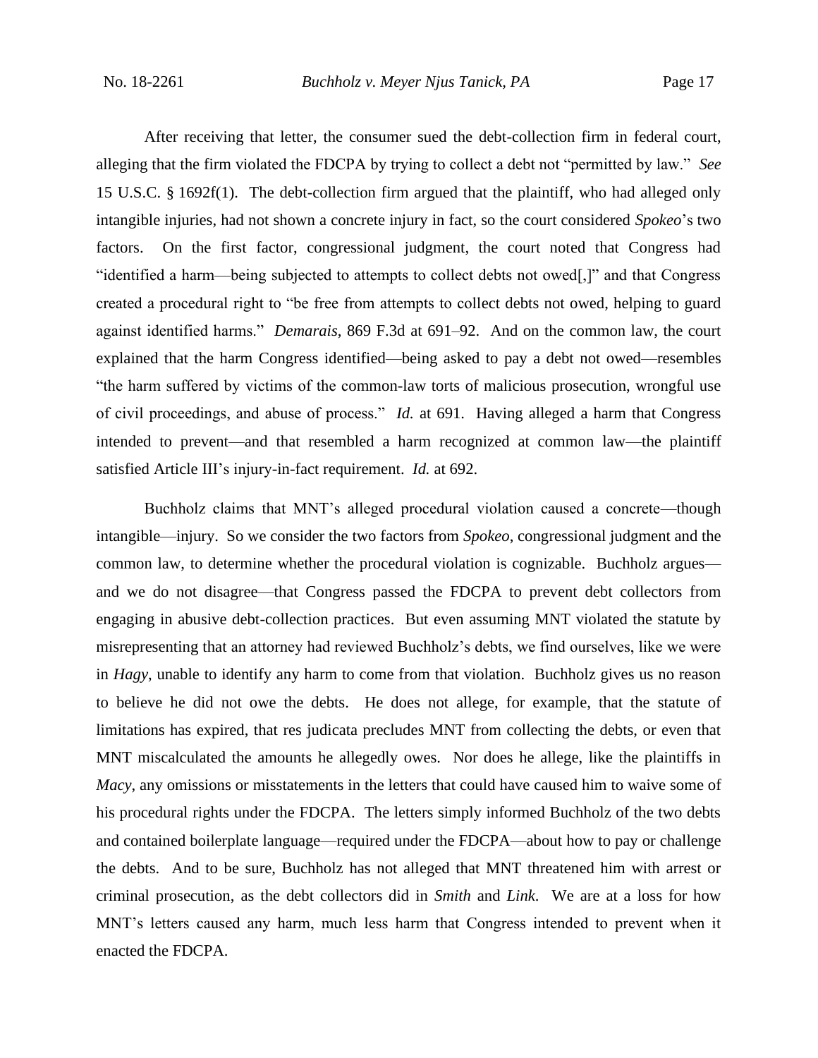After receiving that letter, the consumer sued the debt-collection firm in federal court, alleging that the firm violated the FDCPA by trying to collect a debt not "permitted by law." *See* 15 U.S.C. § 1692f(1). The debt-collection firm argued that the plaintiff, who had alleged only intangible injuries, had not shown a concrete injury in fact, so the court considered *Spokeo*'s two factors. On the first factor, congressional judgment, the court noted that Congress had "identified a harm—being subjected to attempts to collect debts not owed[,]" and that Congress created a procedural right to "be free from attempts to collect debts not owed, helping to guard against identified harms." *Demarais*, 869 F.3d at 691–92. And on the common law, the court explained that the harm Congress identified—being asked to pay a debt not owed—resembles "the harm suffered by victims of the common-law torts of malicious prosecution, wrongful use of civil proceedings, and abuse of process." *Id.* at 691. Having alleged a harm that Congress intended to prevent—and that resembled a harm recognized at common law—the plaintiff satisfied Article III's injury-in-fact requirement. *Id.* at 692.

Buchholz claims that MNT's alleged procedural violation caused a concrete—though intangible—injury. So we consider the two factors from *Spokeo*, congressional judgment and the common law, to determine whether the procedural violation is cognizable. Buchholz argues—and we do not disagree—that Congress passed the FDCPA to prevent debt collectors from engaging in abusive debt-collection practices. But even assuming MNT violated the statute by misrepresenting that an attorney had reviewed Buchholz's debts, we find ourselves, like we were in *Hagy*, unable to identify any harm to come from that violation. Buchholz gives us no reason to believe he did not owe the debts. He does not allege, for example, that the statute of limitations has expired, that res judicata precludes MNT from collecting the debts, or even that MNT miscalculated the amounts he allegedly owes. Nor does he allege, like the plaintiffs in *Macy*, any omissions or misstatements in the letters that could have caused him to waive some of his procedural rights under the FDCPA. The letters simply informed Buchholz of the two debts and contained boilerplate language—required under the FDCPA—about how to pay or challenge the debts. And to be sure, Buchholz has not alleged that MNT threatened him with arrest or criminal prosecution, as the debt collectors did in *Smith* and *Link*. We are at a loss for how MNT's letters caused any harm, much less harm that Congress intended to prevent when it enacted the FDCPA.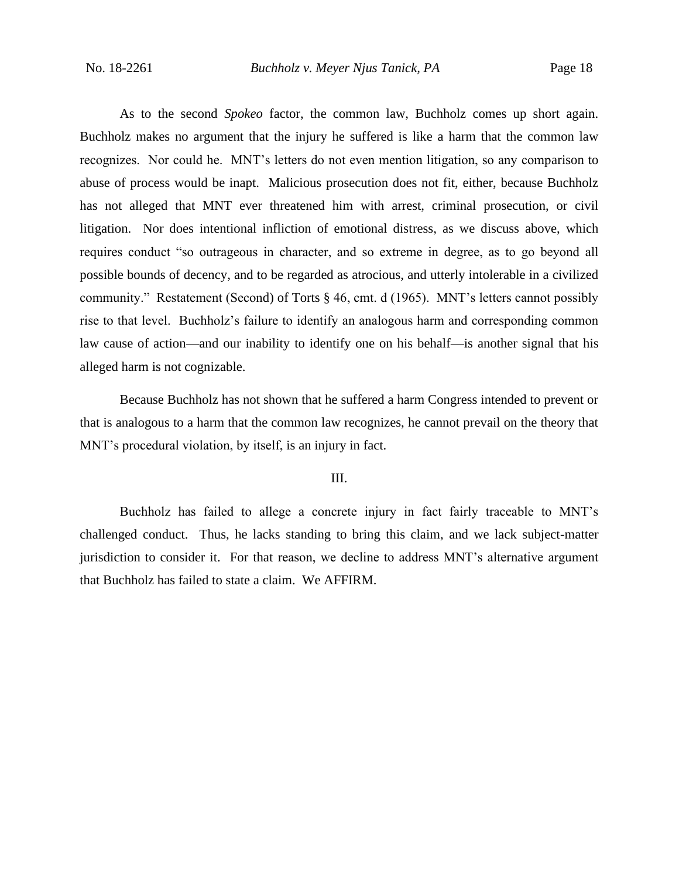As to the second *Spokeo* factor, the common law, Buchholz comes up short again. Buchholz makes no argument that the injury he suffered is like a harm that the common law recognizes. Nor could he. MNT's letters do not even mention litigation, so any comparison to abuse of process would be inapt. Malicious prosecution does not fit, either, because Buchholz has not alleged that MNT ever threatened him with arrest, criminal prosecution, or civil litigation. Nor does intentional infliction of emotional distress, as we discuss above, which requires conduct "so outrageous in character, and so extreme in degree, as to go beyond all possible bounds of decency, and to be regarded as atrocious, and utterly intolerable in a civilized community." Restatement (Second) of Torts § 46, cmt. d (1965). MNT's letters cannot possibly rise to that level. Buchholz's failure to identify an analogous harm and corresponding common law cause of action—and our inability to identify one on his behalf—is another signal that his alleged harm is not cognizable.

Because Buchholz has not shown that he suffered a harm Congress intended to prevent or that is analogous to a harm that the common law recognizes, he cannot prevail on the theory that MNT's procedural violation, by itself, is an injury in fact.

## III.

Buchholz has failed to allege a concrete injury in fact fairly traceable to MNT's challenged conduct. Thus, he lacks standing to bring this claim, and we lack subject-matter jurisdiction to consider it. For that reason, we decline to address MNT's alternative argument that Buchholz has failed to state a claim. We AFFIRM.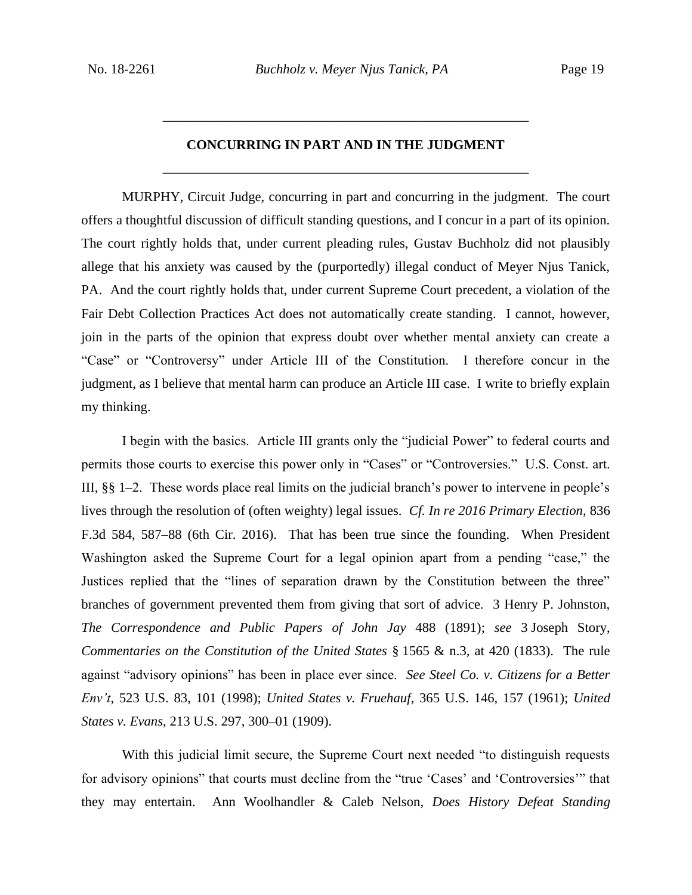## CONCURRING IN PART AND IN THE JUDGMENT

MURPHY, Circuit Judge, concurring in part and concurring in the judgment. The court offers a thoughtful discussion of difficult standing questions, and I concur in a part of its opinion. The court rightly holds that, under current pleading rules, Gustav Buchholz did not plausibly allege that his anxiety was caused by the (purportedly) illegal conduct of Meyer Njus Tanick, PA. And the court rightly holds that, under current Supreme Court precedent, a violation of the Fair Debt Collection Practices Act does not automatically create standing. I cannot, however, join in the parts of the opinion that express doubt over whether mental anxiety can create a "Case" or "Controversy" under Article III of the Constitution. I therefore concur in the judgment, as I believe that mental harm can produce an Article III case. I write to briefly explain my thinking.

I begin with the basics. Article III grants only the "judicial Power" to federal courts and permits those courts to exercise this power only in "Cases" or "Controversies." U.S. Const. art. III, §§ 1–2. These words place real limits on the judicial branch's power to intervene in people's lives through the resolution of (often weighty) legal issues. *Cf. In re 2016 Primary Election*, 836 F.3d 584, 587–88 (6th Cir. 2016). That has been true since the founding. When President Washington asked the Supreme Court for a legal opinion apart from a pending "case," the Justices replied that the "lines of separation drawn by the Constitution between the three" branches of government prevented them from giving that sort of advice. 3 Henry P. Johnston, *The Correspondence and Public Papers of John Jay* 488 (1891); *see* 3 Joseph Story, *Commentaries on the Constitution of the United States* § 1565 & n.3, at 420 (1833). The rule against "advisory opinions" has been in place ever since. *See Steel Co. v. Citizens for a Better Env't*, 523 U.S. 83, 101 (1998); *United States v. Fruehauf*, 365 U.S. 146, 157 (1961); *United States v. Evans*, 213 U.S. 297, 300–01 (1909).

With this judicial limit secure, the Supreme Court next needed "to distinguish requests for advisory opinions" that courts must decline from the "true 'Cases' and 'Controversies'" that they may entertain. Ann Woolhandler & Caleb Nelson, *Does History Defeat Standing*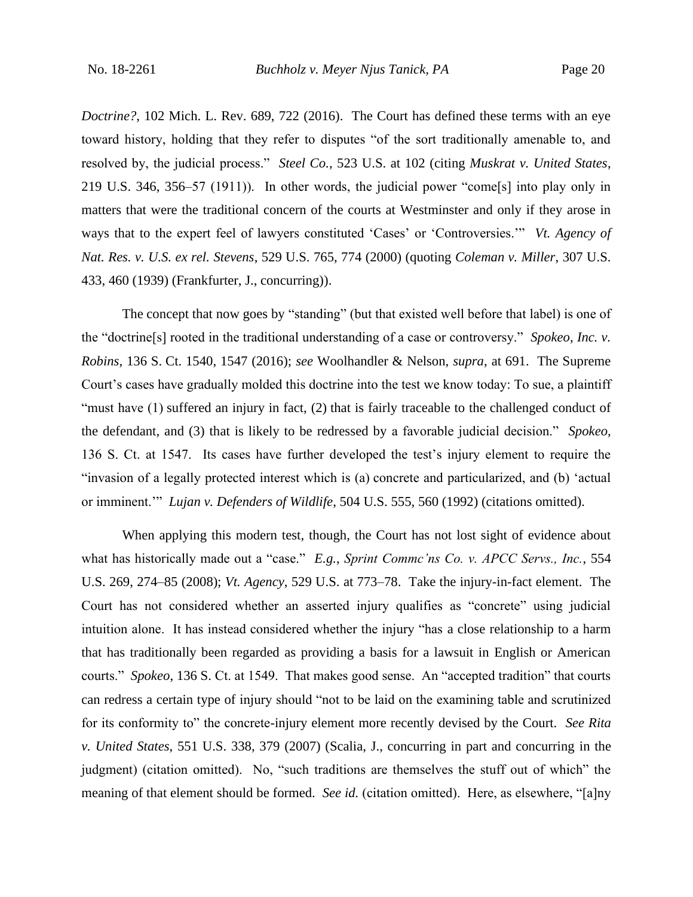*Doctrine?*, 102 Mich. L. Rev. 689, 722 (2016). The Court has defined these terms with an eye toward history, holding that they refer to disputes "of the sort traditionally amenable to, and resolved by, the judicial process." *Steel Co.*, 523 U.S. at 102 (citing *Muskrat v. United States*, 219 U.S. 346, 356–57 (1911)). In other words, the judicial power "come[s] into play only in matters that were the traditional concern of the courts at Westminster and only if they arose in ways that to the expert feel of lawyers constituted 'Cases' or 'Controversies.'" *Vt. Agency of Nat. Res. v. U.S. ex rel. Stevens*, 529 U.S. 765, 774 (2000) (quoting *Coleman v. Miller*, 307 U.S. 433, 460 (1939) (Frankfurter, J., concurring)).

The concept that now goes by "standing" (but that existed well before that label) is one of the "doctrine[s] rooted in the traditional understanding of a case or controversy." *Spokeo, Inc. v. Robins*, 136 S. Ct. 1540, 1547 (2016); *see* Woolhandler & Nelson, *supra*, at 691. The Supreme Court's cases have gradually molded this doctrine into the test we know today: To sue, a plaintiff "must have (1) suffered an injury in fact, (2) that is fairly traceable to the challenged conduct of the defendant, and (3) that is likely to be redressed by a favorable judicial decision." *Spokeo*, 136 S. Ct. at 1547. Its cases have further developed the test's injury element to require the "invasion of a legally protected interest which is (a) concrete and particularized, and (b) 'actual or imminent.'" *Lujan v. Defenders of Wildlife*, 504 U.S. 555, 560 (1992) (citations omitted).

When applying this modern test, though, the Court has not lost sight of evidence about what has historically made out a "case." *E.g.*, *Sprint Commc'ns Co. v. APCC Servs., Inc.*, 554 U.S. 269, 274–85 (2008); *Vt. Agency*, 529 U.S. at 773–78. Take the injury-in-fact element. The Court has not considered whether an asserted injury qualifies as "concrete" using judicial intuition alone. It has instead considered whether the injury "has a close relationship to a harm that has traditionally been regarded as providing a basis for a lawsuit in English or American courts." *Spokeo*, 136 S. Ct. at 1549. That makes good sense. An "accepted tradition" that courts can redress a certain type of injury should "not to be laid on the examining table and scrutinized for its conformity to" the concrete-injury element more recently devised by the Court. *See Rita v. United States*, 551 U.S. 338, 379 (2007) (Scalia, J., concurring in part and concurring in the judgment) (citation omitted). No, "such traditions are themselves the stuff out of which" the meaning of that element should be formed. *See id.* (citation omitted). Here, as elsewhere, "[a]ny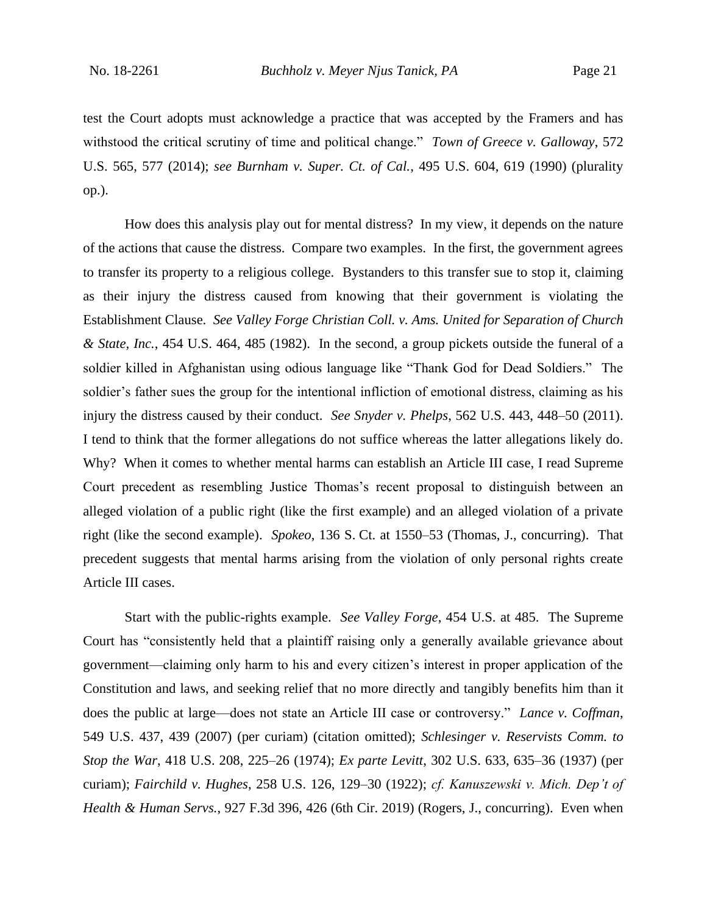test the Court adopts must acknowledge a practice that was accepted by the Framers and has withstood the critical scrutiny of time and political change." *Town of Greece v. Galloway*, 572 U.S. 565, 577 (2014); *see Burnham v. Super. Ct. of Cal.*, 495 U.S. 604, 619 (1990) (plurality op.).

How does this analysis play out for mental distress? In my view, it depends on the nature of the actions that cause the distress. Compare two examples. In the first, the government agrees to transfer its property to a religious college. Bystanders to this transfer sue to stop it, claiming as their injury the distress caused from knowing that their government is violating the Establishment Clause. *See Valley Forge Christian Coll. v. Ams. United for Separation of Church & State, Inc.*, 454 U.S. 464, 485 (1982). In the second, a group pickets outside the funeral of a soldier killed in Afghanistan using odious language like "Thank God for Dead Soldiers." The soldier's father sues the group for the intentional infliction of emotional distress, claiming as his injury the distress caused by their conduct. *See Snyder v. Phelps*, 562 U.S. 443, 448–50 (2011). I tend to think that the former allegations do not suffice whereas the latter allegations likely do. Why? When it comes to whether mental harms can establish an Article III case, I read Supreme Court precedent as resembling Justice Thomas's recent proposal to distinguish between an alleged violation of a public right (like the first example) and an alleged violation of a private right (like the second example). *Spokeo*, 136 S. Ct. at 1550–53 (Thomas, J., concurring). That precedent suggests that mental harms arising from the violation of only personal rights create Article III cases.

Start with the public-rights example. *See Valley Forge*, 454 U.S. at 485. The Supreme Court has "consistently held that a plaintiff raising only a generally available grievance about government—claiming only harm to his and every citizen's interest in proper application of the Constitution and laws, and seeking relief that no more directly and tangibly benefits him than it does the public at large—does not state an Article III case or controversy." *Lance v. Coffman*, 549 U.S. 437, 439 (2007) (per curiam) (citation omitted); *Schlesinger v. Reservists Comm. to Stop the War*, 418 U.S. 208, 225–26 (1974); *Ex parte Levitt*, 302 U.S. 633, 635–36 (1937) (per curiam); *Fairchild v. Hughes*, 258 U.S. 126, 129–30 (1922); *cf. Kanuszewski v. Mich. Dep't of Health & Human Servs.*, 927 F.3d 396, 426 (6th Cir. 2019) (Rogers, J., concurring). Even when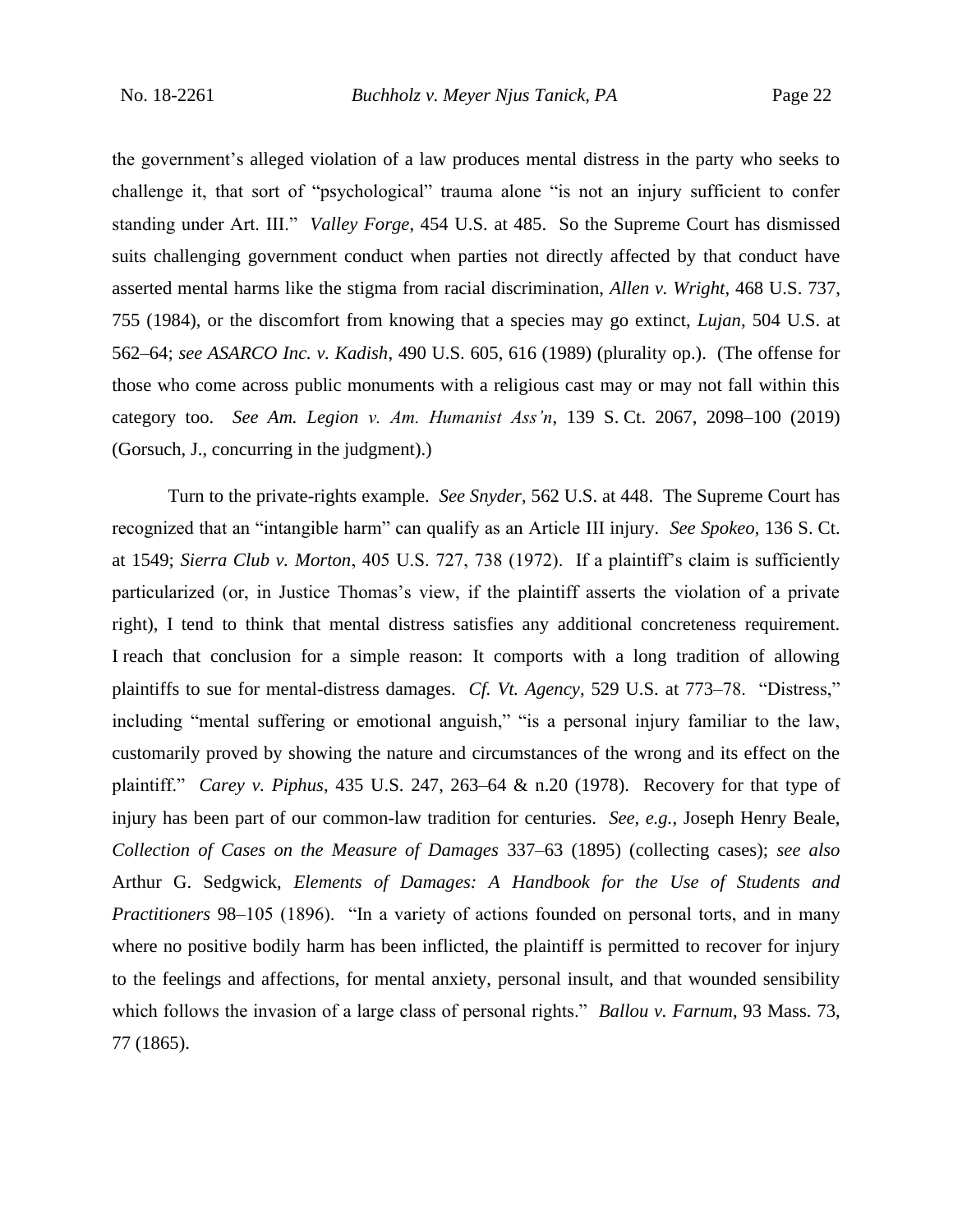the government's alleged violation of a law produces mental distress in the party who seeks to challenge it, that sort of "psychological" trauma alone "is not an injury sufficient to confer standing under Art. III." *Valley Forge*, 454 U.S. at 485. So the Supreme Court has dismissed suits challenging government conduct when parties not directly affected by that conduct have asserted mental harms like the stigma from racial discrimination, *Allen v. Wright*, 468 U.S. 737, 755 (1984), or the discomfort from knowing that a species may go extinct, *Lujan*, 504 U.S. at 562–64; *see ASARCO Inc. v. Kadish*, 490 U.S. 605, 616 (1989) (plurality op.). (The offense for those who come across public monuments with a religious cast may or may not fall within this category too. *See Am. Legion v. Am. Humanist Ass'n*, 139 S. Ct. 2067, 2098–100 (2019) (Gorsuch, J., concurring in the judgment).)

Turn to the private-rights example. *See Snyder*, 562 U.S. at 448. The Supreme Court has recognized that an "intangible harm" can qualify as an Article III injury. *See Spokeo*, 136 S. Ct. at 1549; *Sierra Club v. Morton*, 405 U.S. 727, 738 (1972). If a plaintiff's claim is sufficiently particularized (or, in Justice Thomas's view, if the plaintiff asserts the violation of a private right), I tend to think that mental distress satisfies any additional concreteness requirement. I reach that conclusion for a simple reason: It comports with a long tradition of allowing plaintiffs to sue for mental-distress damages. *Cf. Vt. Agency*, 529 U.S. at 773–78. "Distress," including "mental suffering or emotional anguish," "is a personal injury familiar to the law, customarily proved by showing the nature and circumstances of the wrong and its effect on the plaintiff." *Carey v. Piphus*, 435 U.S. 247, 263–64 & n.20 (1978). Recovery for that type of injury has been part of our common-law tradition for centuries. *See, e.g.*, Joseph Henry Beale, *Collection of Cases on the Measure of Damages* 337–63 (1895) (collecting cases); *see also* Arthur G. Sedgwick, *Elements of Damages: A Handbook for the Use of Students and Practitioners* 98–105 (1896). "In a variety of actions founded on personal torts, and in many where no positive bodily harm has been inflicted, the plaintiff is permitted to recover for injury to the feelings and affections, for mental anxiety, personal insult, and that wounded sensibility which follows the invasion of a large class of personal rights." *Ballou v. Farnum*, 93 Mass. 73, 77 (1865).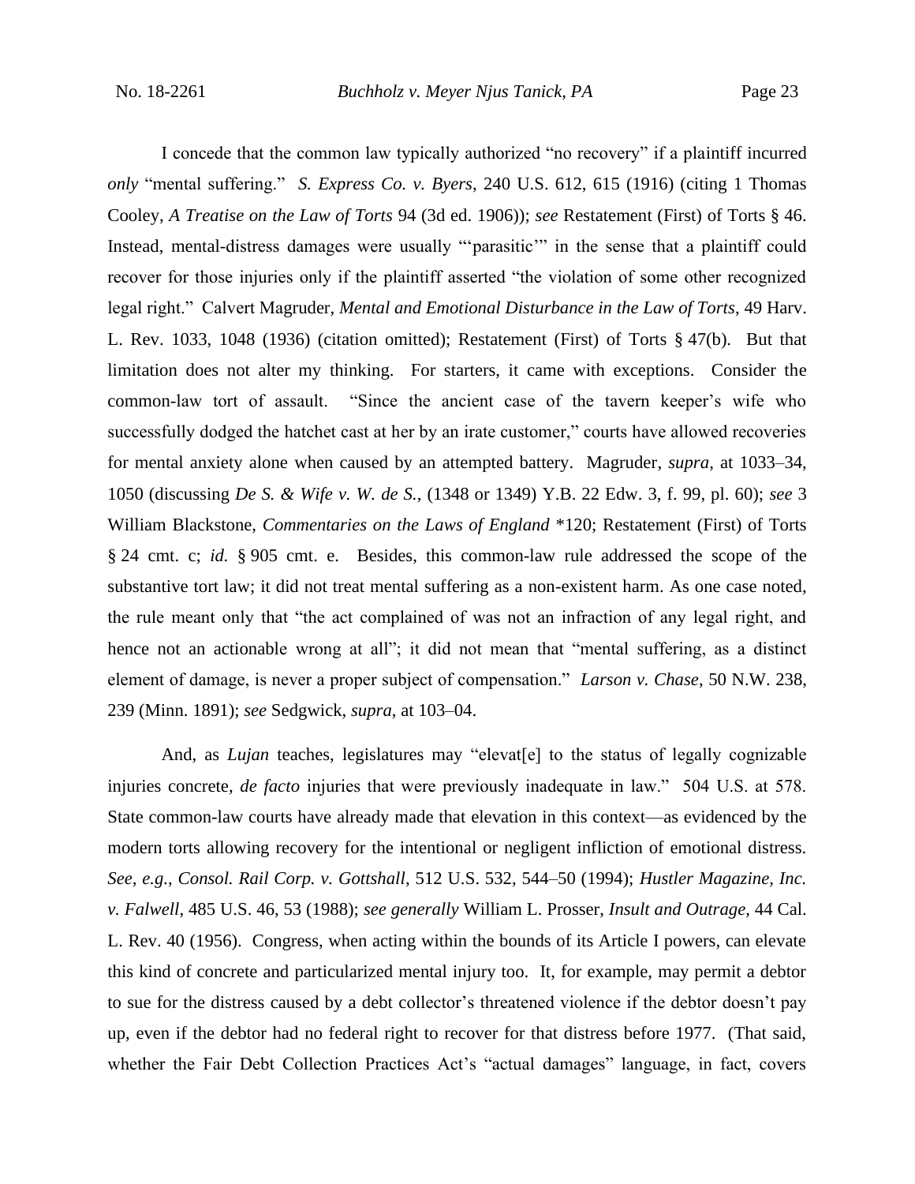I concede that the common law typically authorized "no recovery" if a plaintiff incurred *only* "mental suffering." *S. Express Co. v. Byers*, 240 U.S. 612, 615 (1916) (citing 1 Thomas Cooley, *A Treatise on the Law of Torts* 94 (3d ed. 1906)); *see* Restatement (First) of Torts § 46. Instead, mental-distress damages were usually "'parasitic'" in the sense that a plaintiff could recover for those injuries only if the plaintiff asserted "the violation of some other recognized legal right." Calvert Magruder, *Mental and Emotional Disturbance in the Law of Torts*, 49 Harv. L. Rev. 1033, 1048 (1936) (citation omitted); Restatement (First) of Torts § 47(b). But that limitation does not alter my thinking. For starters, it came with exceptions. Consider the common-law tort of assault. "Since the ancient case of the tavern keeper's wife who successfully dodged the hatchet cast at her by an irate customer," courts have allowed recoveries for mental anxiety alone when caused by an attempted battery. Magruder, *supra*, at 1033–34, 1050 (discussing *De S. & Wife v. W. de S.*, (1348 or 1349) Y.B. 22 Edw. 3, f. 99, pl. 60); *see* 3 William Blackstone, *Commentaries on the Laws of England* *120; Restatement (First) of Torts § 24 cmt. c; *id.* § 905 cmt. e. Besides, this common-law rule addressed the scope of the substantive tort law; it did not treat mental suffering as a non-existent harm. As one case noted, the rule meant only that "the act complained of was not an infraction of any legal right, and hence not an actionable wrong at all"; it did not mean that "mental suffering, as a distinct element of damage, is never a proper subject of compensation." *Larson v. Chase*, 50 N.W. 238, 239 (Minn. 1891); *see* Sedgwick, *supra*, at 103–04.

And, as *Lujan* teaches, legislatures may "elevat[e] to the status of legally cognizable injuries concrete, *de facto* injuries that were previously inadequate in law." 504 U.S. at 578. State common-law courts have already made that elevation in this context—as evidenced by the modern torts allowing recovery for the intentional or negligent infliction of emotional distress. *See, e.g.*, *Consol. Rail Corp. v. Gottshall*, 512 U.S. 532, 544–50 (1994); *Hustler Magazine, Inc. v. Falwell*, 485 U.S. 46, 53 (1988); *see generally* William L. Prosser, *Insult and Outrage*, 44 Cal. L. Rev. 40 (1956). Congress, when acting within the bounds of its Article I powers, can elevate this kind of concrete and particularized mental injury too. It, for example, may permit a debtor to sue for the distress caused by a debt collector's threatened violence if the debtor doesn't pay up, even if the debtor had no federal right to recover for that distress before 1977. (That said, whether the Fair Debt Collection Practices Act's "actual damages" language, in fact, covers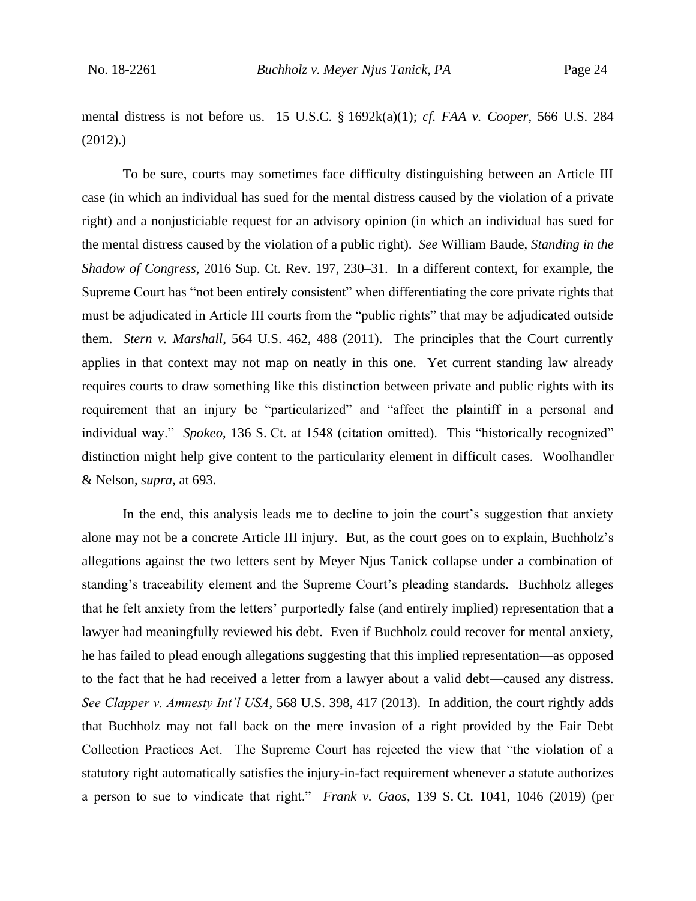mental distress is not before us. 15 U.S.C. § 1692k(a)(1); *cf. FAA v. Cooper*, 566 U.S. 284 (2012).)

To be sure, courts may sometimes face difficulty distinguishing between an Article III case (in which an individual has sued for the mental distress caused by the violation of a private right) and a nonjusticiable request for an advisory opinion (in which an individual has sued for the mental distress caused by the violation of a public right). *See* William Baude, *Standing in the Shadow of Congress*, 2016 Sup. Ct. Rev. 197, 230–31. In a different context, for example, the Supreme Court has "not been entirely consistent" when differentiating the core private rights that must be adjudicated in Article III courts from the "public rights" that may be adjudicated outside them. *Stern v. Marshall*, 564 U.S. 462, 488 (2011). The principles that the Court currently applies in that context may not map on neatly in this one. Yet current standing law already requires courts to draw something like this distinction between private and public rights with its requirement that an injury be "particularized" and "affect the plaintiff in a personal and individual way." *Spokeo*, 136 S. Ct. at 1548 (citation omitted). This "historically recognized" distinction might help give content to the particularity element in difficult cases. Woolhandler & Nelson, *supra*, at 693.

In the end, this analysis leads me to decline to join the court's suggestion that anxiety alone may not be a concrete Article III injury. But, as the court goes on to explain, Buchholz's allegations against the two letters sent by Meyer Njus Tanick collapse under a combination of standing's traceability element and the Supreme Court's pleading standards. Buchholz alleges that he felt anxiety from the letters' purportedly false (and entirely implied) representation that a lawyer had meaningfully reviewed his debt. Even if Buchholz could recover for mental anxiety, he has failed to plead enough allegations suggesting that this implied representation—as opposed to the fact that he had received a letter from a lawyer about a valid debt—caused any distress. *See Clapper v. Amnesty Int'l USA*, 568 U.S. 398, 417 (2013). In addition, the court rightly adds that Buchholz may not fall back on the mere invasion of a right provided by the Fair Debt Collection Practices Act. The Supreme Court has rejected the view that "the violation of a statutory right automatically satisfies the injury-in-fact requirement whenever a statute authorizes a person to sue to vindicate that right." *Frank v. Gaos*, 139 S. Ct. 1041, 1046 (2019) (per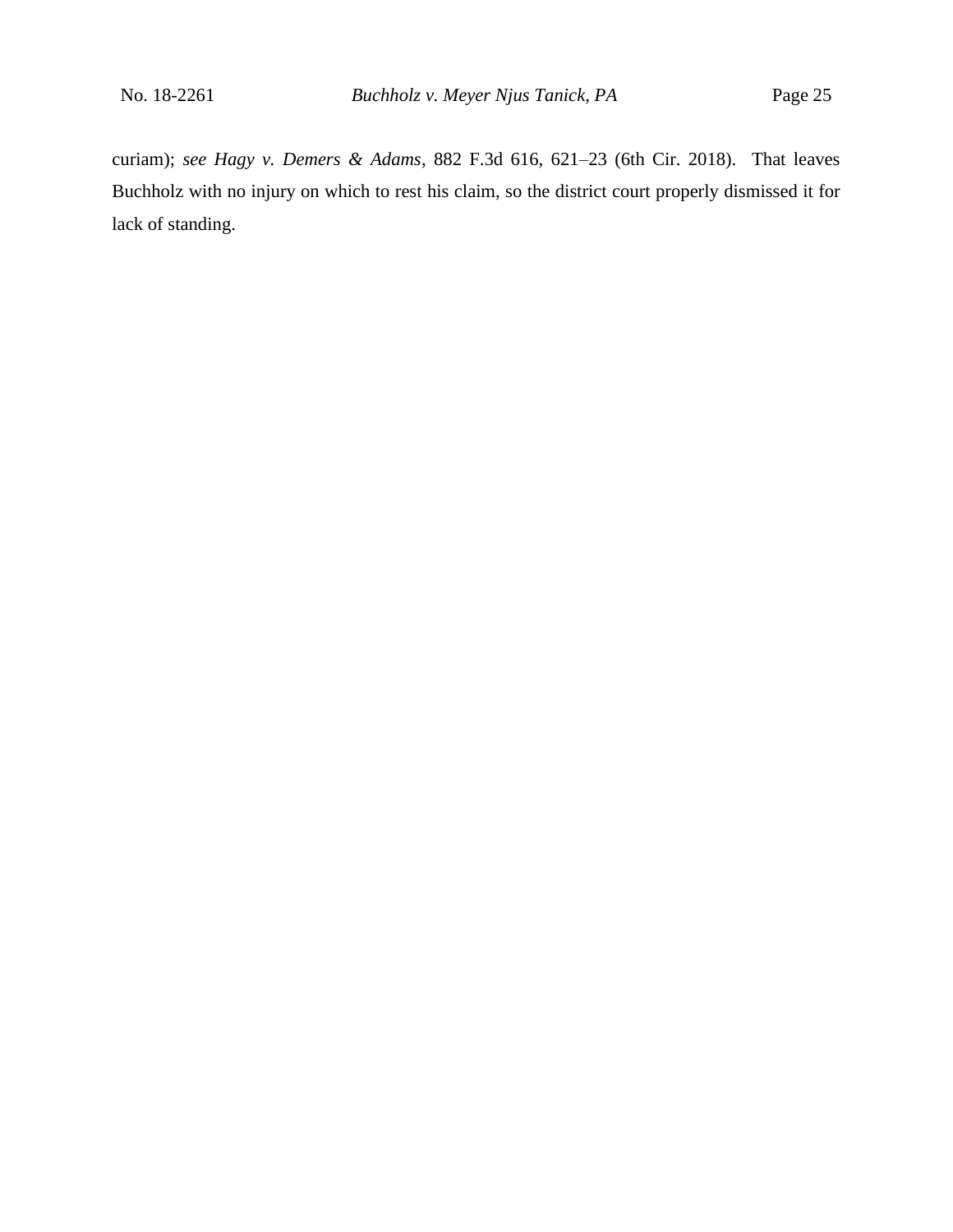curiam); *see Hagy v. Demers & Adams*, 882 F.3d 616, 621–23 (6th Cir. 2018). That leaves Buchholz with no injury on which to rest his claim, so the district court properly dismissed it for lack of standing.